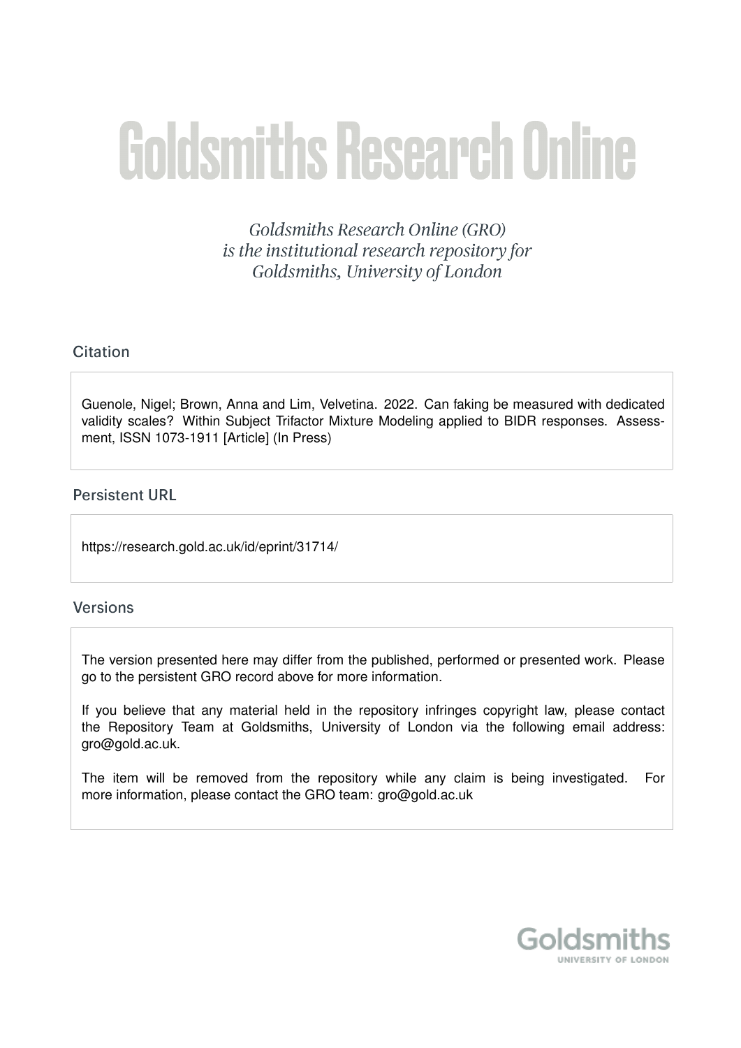# Goldsmiths Research Online

*Goldsmiths Research Online (GRO) is the institutional research repository for Goldsmiths, University of London*

## Citation

Guenole, Nigel; Brown, Anna and Lim, Velvetina. 2022. Can faking be measured with dedicated validity scales? Within Subject Trifactor Mixture Modeling applied to BIDR responses. Assessment, ISSN 1073-1911 [Article] (In Press)

## Persistent URL

https://research.gold.ac.uk/id/eprint/31714/

## Versions

The version presented here may differ from the published, performed or presented work. Please go to the persistent GRO record above for more information.

If you believe that any material held in the repository infringes copyright law, please contact the Repository Team at Goldsmiths, University of London via the following email address: gro@gold.ac.uk.

The item will be removed from the repository while any claim is being investigated. For more information, please contact the GRO team: gro@gold.ac.uk

Goldsmiths
UNIVERSITY OF LONDON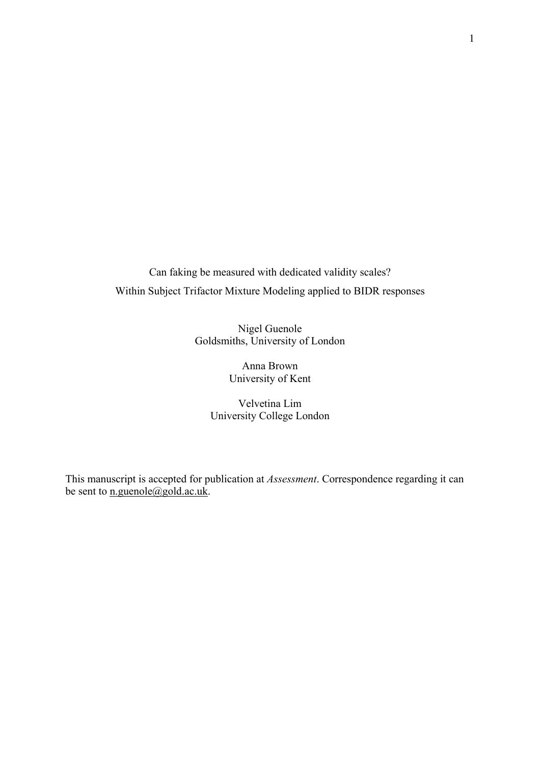Can faking be measured with dedicated validity scales?

Within Subject Trifactor Mixture Modeling applied to BIDR responses

Nigel Guenole
Goldsmiths, University of London

Anna Brown
University of Kent

Velvetina Lim
University College London

This manuscript is accepted for publication at *Assessment*. Correspondence regarding it can be sent to n.guenole@gold.ac.uk.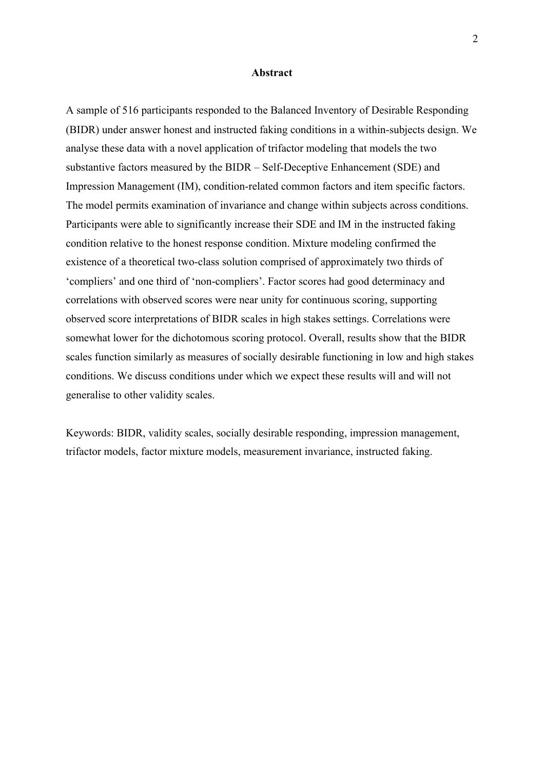## Abstract

A sample of 516 participants responded to the Balanced Inventory of Desirable Responding (BIDR) under answer honest and instructed faking conditions in a within-subjects design. We analyse these data with a novel application of trifactor modeling that models the two substantive factors measured by the BIDR – Self-Deceptive Enhancement (SDE) and Impression Management (IM), condition-related common factors and item specific factors. The model permits examination of invariance and change within subjects across conditions. Participants were able to significantly increase their SDE and IM in the instructed faking condition relative to the honest response condition. Mixture modeling confirmed the existence of a theoretical two-class solution comprised of approximately two thirds of 'compliers' and one third of 'non-compliers'. Factor scores had good determinacy and correlations with observed scores were near unity for continuous scoring, supporting observed score interpretations of BIDR scales in high stakes settings. Correlations were somewhat lower for the dichotomous scoring protocol. Overall, results show that the BIDR scales function similarly as measures of socially desirable functioning in low and high stakes conditions. We discuss conditions under which we expect these results will and will not generalise to other validity scales.

Keywords: BIDR, validity scales, socially desirable responding, impression management, trifactor models, factor mixture models, measurement invariance, instructed faking.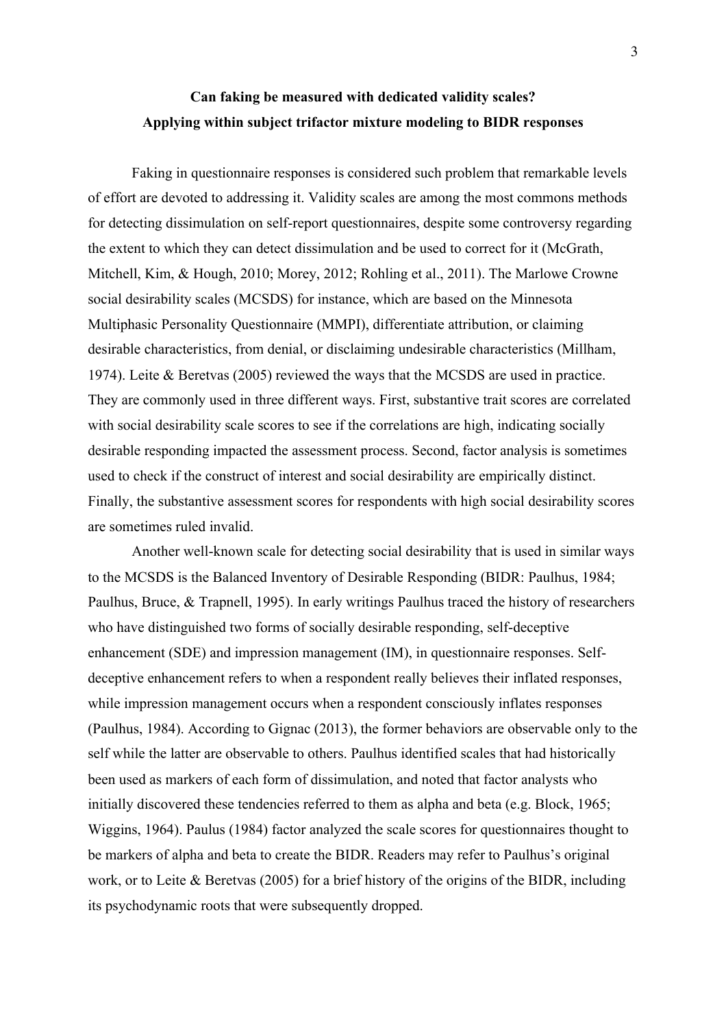**Can faking be measured with dedicated validity scales?**
**Applying within subject trifactor mixture modeling to BIDR responses**

Faking in questionnaire responses is considered such problem that remarkable levels of effort are devoted to addressing it. Validity scales are among the most commons methods for detecting dissimulation on self-report questionnaires, despite some controversy regarding the extent to which they can detect dissimulation and be used to correct for it (McGrath, Mitchell, Kim, & Hough, 2010; Morey, 2012; Rohling et al., 2011). The Marlowe Crowne social desirability scales (MCSDS) for instance, which are based on the Minnesota Multiphasic Personality Questionnaire (MMPI), differentiate attribution, or claiming desirable characteristics, from denial, or disclaiming undesirable characteristics (Millham, 1974). Leite & Beretvas (2005) reviewed the ways that the MCSDS are used in practice. They are commonly used in three different ways. First, substantive trait scores are correlated with social desirability scale scores to see if the correlations are high, indicating socially desirable responding impacted the assessment process. Second, factor analysis is sometimes used to check if the construct of interest and social desirability are empirically distinct. Finally, the substantive assessment scores for respondents with high social desirability scores are sometimes ruled invalid.

Another well-known scale for detecting social desirability that is used in similar ways to the MCSDS is the Balanced Inventory of Desirable Responding (BIDR: Paulhus, 1984; Paulhus, Bruce, & Trapnell, 1995). In early writings Paulhus traced the history of researchers who have distinguished two forms of socially desirable responding, self-deceptive enhancement (SDE) and impression management (IM), in questionnaire responses. Self-deceptive enhancement refers to when a respondent really believes their inflated responses, while impression management occurs when a respondent consciously inflates responses (Paulhus, 1984). According to Gignac (2013), the former behaviors are observable only to the self while the latter are observable to others. Paulhus identified scales that had historically been used as markers of each form of dissimulation, and noted that factor analysts who initially discovered these tendencies referred to them as alpha and beta (e.g. Block, 1965; Wiggins, 1964). Paulus (1984) factor analyzed the scale scores for questionnaires thought to be markers of alpha and beta to create the BIDR. Readers may refer to Paulhus's original work, or to Leite & Beretvas (2005) for a brief history of the origins of the BIDR, including its psychodynamic roots that were subsequently dropped.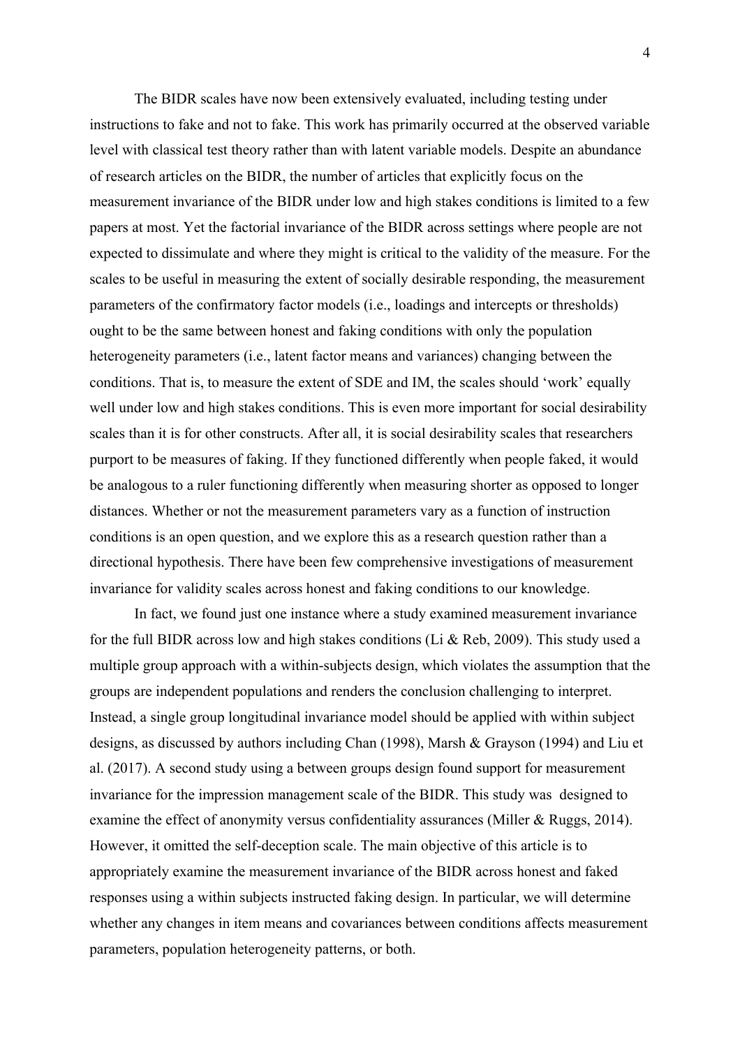The BIDR scales have now been extensively evaluated, including testing under instructions to fake and not to fake. This work has primarily occurred at the observed variable level with classical test theory rather than with latent variable models. Despite an abundance of research articles on the BIDR, the number of articles that explicitly focus on the measurement invariance of the BIDR under low and high stakes conditions is limited to a few papers at most. Yet the factorial invariance of the BIDR across settings where people are not expected to dissimulate and where they might is critical to the validity of the measure. For the scales to be useful in measuring the extent of socially desirable responding, the measurement parameters of the confirmatory factor models (i.e., loadings and intercepts or thresholds) ought to be the same between honest and faking conditions with only the population heterogeneity parameters (i.e., latent factor means and variances) changing between the conditions. That is, to measure the extent of SDE and IM, the scales should 'work' equally well under low and high stakes conditions. This is even more important for social desirability scales than it is for other constructs. After all, it is social desirability scales that researchers purport to be measures of faking. If they functioned differently when people faked, it would be analogous to a ruler functioning differently when measuring shorter as opposed to longer distances. Whether or not the measurement parameters vary as a function of instruction conditions is an open question, and we explore this as a research question rather than a directional hypothesis. There have been few comprehensive investigations of measurement invariance for validity scales across honest and faking conditions to our knowledge.

In fact, we found just one instance where a study examined measurement invariance for the full BIDR across low and high stakes conditions (Li & Reb, 2009). This study used a multiple group approach with a within-subjects design, which violates the assumption that the groups are independent populations and renders the conclusion challenging to interpret. Instead, a single group longitudinal invariance model should be applied with within subject designs, as discussed by authors including Chan (1998), Marsh & Grayson (1994) and Liu et al. (2017). A second study using a between groups design found support for measurement invariance for the impression management scale of the BIDR. This study was designed to examine the effect of anonymity versus confidentiality assurances (Miller & Ruggs, 2014). However, it omitted the self-deception scale. The main objective of this article is to appropriately examine the measurement invariance of the BIDR across honest and faked responses using a within subjects instructed faking design. In particular, we will determine whether any changes in item means and covariances between conditions affects measurement parameters, population heterogeneity patterns, or both.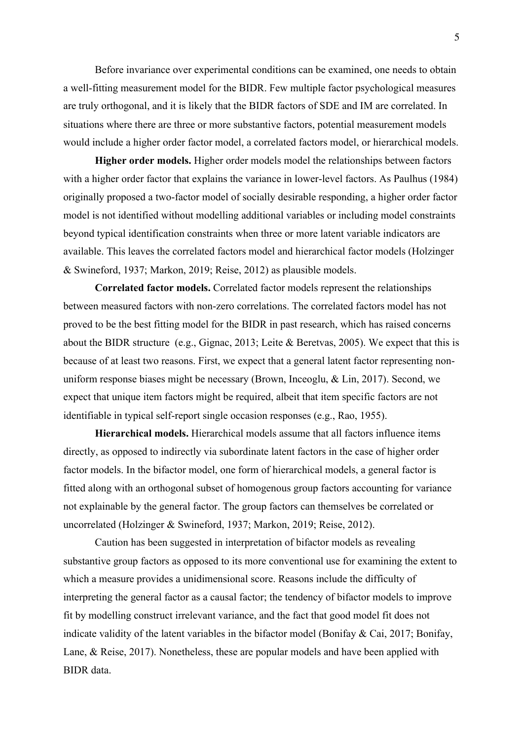Before invariance over experimental conditions can be examined, one needs to obtain a well-fitting measurement model for the BIDR. Few multiple factor psychological measures are truly orthogonal, and it is likely that the BIDR factors of SDE and IM are correlated. In situations where there are three or more substantive factors, potential measurement models would include a higher order factor model, a correlated factors model, or hierarchical models.

**Higher order models.** Higher order models model the relationships between factors with a higher order factor that explains the variance in lower-level factors. As Paulhus (1984) originally proposed a two-factor model of socially desirable responding, a higher order factor model is not identified without modelling additional variables or including model constraints beyond typical identification constraints when three or more latent variable indicators are available. This leaves the correlated factors model and hierarchical factor models (Holzinger & Swineford, 1937; Markon, 2019; Reise, 2012) as plausible models.

**Correlated factor models.** Correlated factor models represent the relationships between measured factors with non-zero correlations. The correlated factors model has not proved to be the best fitting model for the BIDR in past research, which has raised concerns about the BIDR structure (e.g., Gignac, 2013; Leite & Beretvas, 2005). We expect that this is because of at least two reasons. First, we expect that a general latent factor representing non-uniform response biases might be necessary (Brown, Inceoglu, & Lin, 2017). Second, we expect that unique item factors might be required, albeit that item specific factors are not identifiable in typical self-report single occasion responses (e.g., Rao, 1955).

**Hierarchical models.** Hierarchical models assume that all factors influence items directly, as opposed to indirectly via subordinate latent factors in the case of higher order factor models. In the bifactor model, one form of hierarchical models, a general factor is fitted along with an orthogonal subset of homogenous group factors accounting for variance not explainable by the general factor. The group factors can themselves be correlated or uncorrelated (Holzinger & Swineford, 1937; Markon, 2019; Reise, 2012).

Caution has been suggested in interpretation of bifactor models as revealing substantive group factors as opposed to its more conventional use for examining the extent to which a measure provides a unidimensional score. Reasons include the difficulty of interpreting the general factor as a causal factor; the tendency of bifactor models to improve fit by modelling construct irrelevant variance, and the fact that good model fit does not indicate validity of the latent variables in the bifactor model (Bonifay & Cai, 2017; Bonifay, Lane, & Reise, 2017). Nonetheless, these are popular models and have been applied with BIDR data.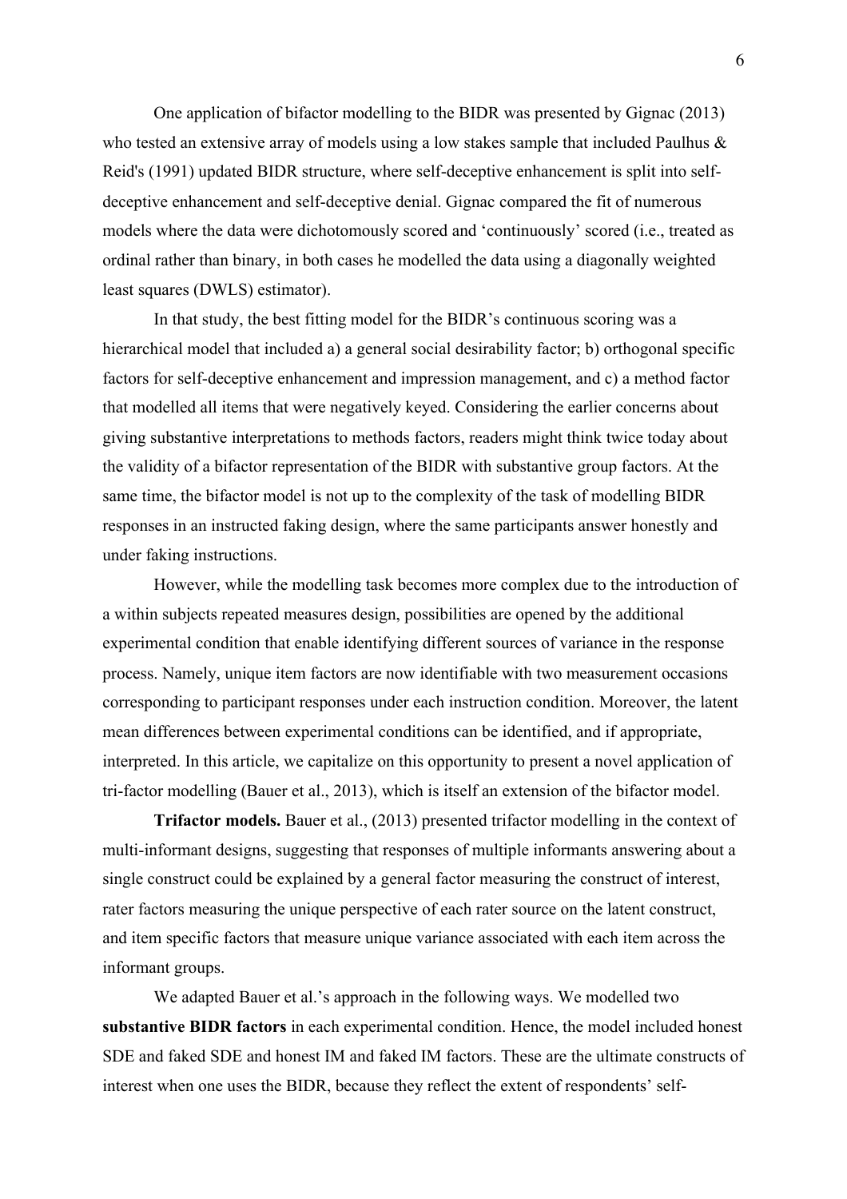One application of bifactor modelling to the BIDR was presented by Gignac (2013) who tested an extensive array of models using a low stakes sample that included Paulhus & Reid's (1991) updated BIDR structure, where self-deceptive enhancement is split into self-deceptive enhancement and self-deceptive denial. Gignac compared the fit of numerous models where the data were dichotomously scored and 'continuously' scored (i.e., treated as ordinal rather than binary, in both cases he modelled the data using a diagonally weighted least squares (DWLS) estimator).

In that study, the best fitting model for the BIDR's continuous scoring was a hierarchical model that included a) a general social desirability factor; b) orthogonal specific factors for self-deceptive enhancement and impression management, and c) a method factor that modelled all items that were negatively keyed. Considering the earlier concerns about giving substantive interpretations to methods factors, readers might think twice today about the validity of a bifactor representation of the BIDR with substantive group factors. At the same time, the bifactor model is not up to the complexity of the task of modelling BIDR responses in an instructed faking design, where the same participants answer honestly and under faking instructions.

However, while the modelling task becomes more complex due to the introduction of a within subjects repeated measures design, possibilities are opened by the additional experimental condition that enable identifying different sources of variance in the response process. Namely, unique item factors are now identifiable with two measurement occasions corresponding to participant responses under each instruction condition. Moreover, the latent mean differences between experimental conditions can be identified, and if appropriate, interpreted. In this article, we capitalize on this opportunity to present a novel application of tri-factor modelling (Bauer et al., 2013), which is itself an extension of the bifactor model.

**Trifactor models.** Bauer et al., (2013) presented trifactor modelling in the context of multi-informant designs, suggesting that responses of multiple informants answering about a single construct could be explained by a general factor measuring the construct of interest, rater factors measuring the unique perspective of each rater source on the latent construct, and item specific factors that measure unique variance associated with each item across the informant groups.

We adapted Bauer et al.'s approach in the following ways. We modelled two **substantive BIDR factors** in each experimental condition. Hence, the model included honest SDE and faked SDE and honest IM and faked IM factors. These are the ultimate constructs of interest when one uses the BIDR, because they reflect the extent of respondents' self-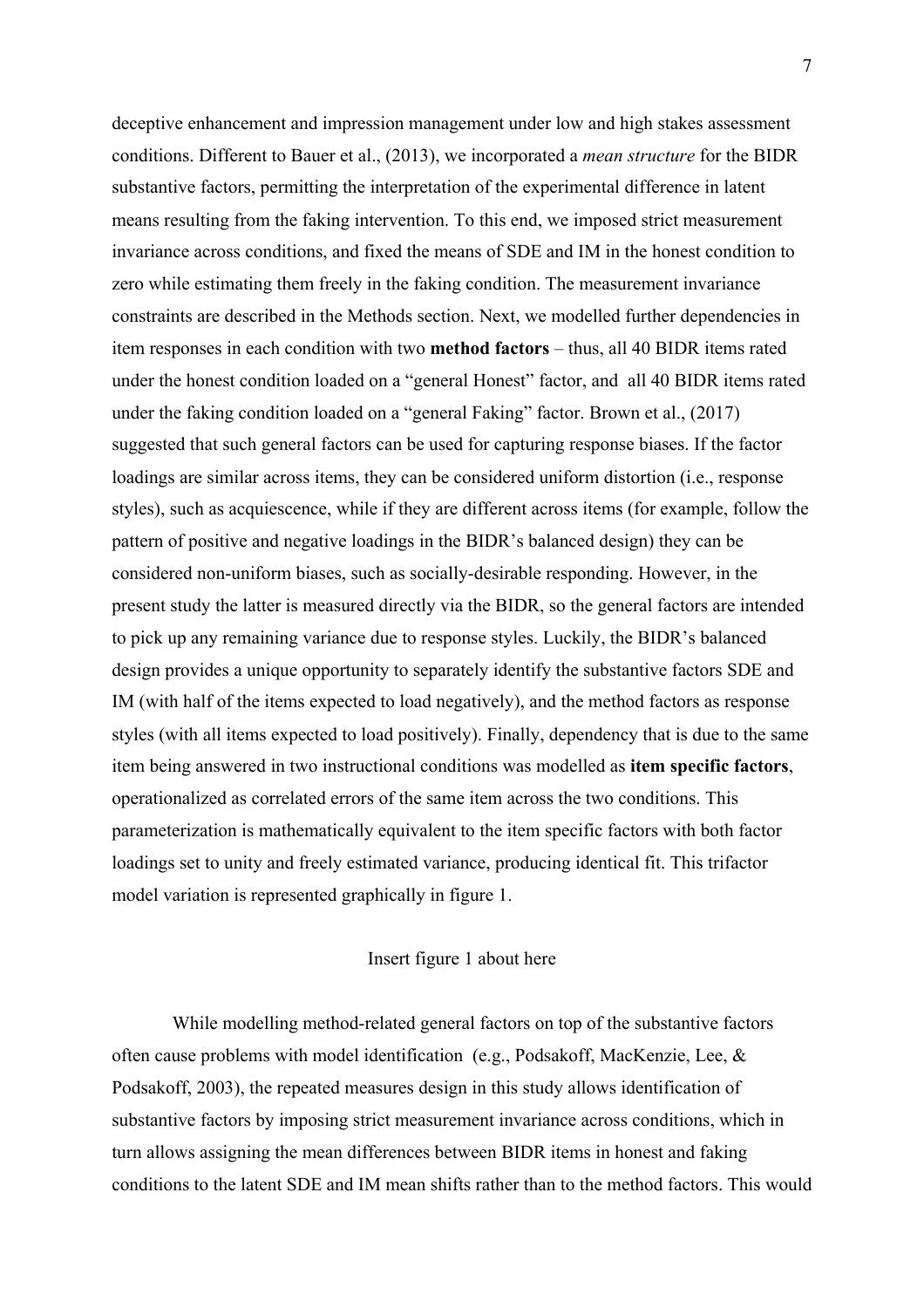deceptive enhancement and impression management under low and high stakes assessment conditions. Different to Bauer et al., (2013), we incorporated a *mean structure* for the BIDR substantive factors, permitting the interpretation of the experimental difference in latent means resulting from the faking intervention. To this end, we imposed strict measurement invariance across conditions, and fixed the means of SDE and IM in the honest condition to zero while estimating them freely in the faking condition. The measurement invariance constraints are described in the Methods section. Next, we modelled further dependencies in item responses in each condition with two **method factors** – thus, all 40 BIDR items rated under the honest condition loaded on a "general Honest" factor, and all 40 BIDR items rated under the faking condition loaded on a "general Faking" factor. Brown et al., (2017) suggested that such general factors can be used for capturing response biases. If the factor loadings are similar across items, they can be considered uniform distortion (i.e., response styles), such as acquiescence, while if they are different across items (for example, follow the pattern of positive and negative loadings in the BIDR's balanced design) they can be considered non-uniform biases, such as socially-desirable responding. However, in the present study the latter is measured directly via the BIDR, so the general factors are intended to pick up any remaining variance due to response styles. Luckily, the BIDR's balanced design provides a unique opportunity to separately identify the substantive factors SDE and IM (with half of the items expected to load negatively), and the method factors as response styles (with all items expected to load positively). Finally, dependency that is due to the same item being answered in two instructional conditions was modelled as **item specific factors**, operationalized as correlated errors of the same item across the two conditions. This parameterization is mathematically equivalent to the item specific factors with both factor loadings set to unity and freely estimated variance, producing identical fit. This trifactor model variation is represented graphically in figure 1.

Insert figure 1 about here

While modelling method-related general factors on top of the substantive factors often cause problems with model identification (e.g., Podsakoff, MacKenzie, Lee, & Podsakoff, 2003), the repeated measures design in this study allows identification of substantive factors by imposing strict measurement invariance across conditions, which in turn allows assigning the mean differences between BIDR items in honest and faking conditions to the latent SDE and IM mean shifts rather than to the method factors. This would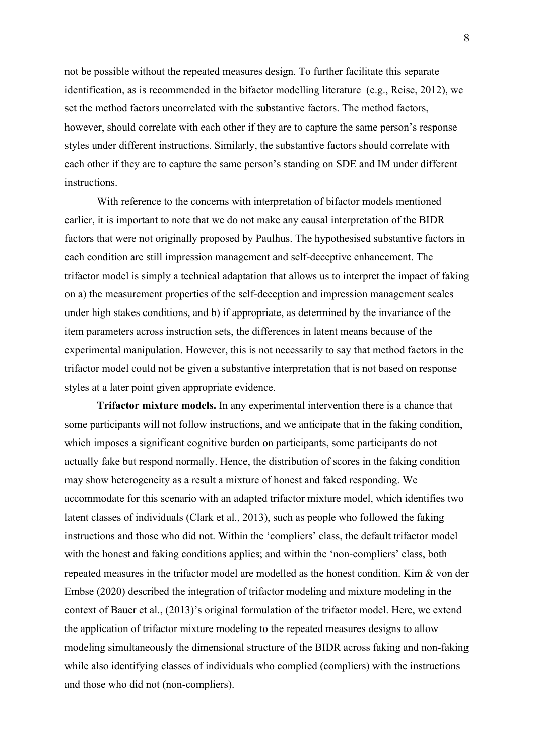not be possible without the repeated measures design. To further facilitate this separate identification, as is recommended in the bifactor modelling literature  (e.g., Reise, 2012), we set the method factors uncorrelated with the substantive factors. The method factors, however, should correlate with each other if they are to capture the same person's response styles under different instructions. Similarly, the substantive factors should correlate with each other if they are to capture the same person's standing on SDE and IM under different instructions.

With reference to the concerns with interpretation of bifactor models mentioned earlier, it is important to note that we do not make any causal interpretation of the BIDR factors that were not originally proposed by Paulhus. The hypothesised substantive factors in each condition are still impression management and self-deceptive enhancement. The trifactor model is simply a technical adaptation that allows us to interpret the impact of faking on a) the measurement properties of the self-deception and impression management scales under high stakes conditions, and b) if appropriate, as determined by the invariance of the item parameters across instruction sets, the differences in latent means because of the experimental manipulation. However, this is not necessarily to say that method factors in the trifactor model could not be given a substantive interpretation that is not based on response styles at a later point given appropriate evidence.

**Trifactor mixture models.** In any experimental intervention there is a chance that some participants will not follow instructions, and we anticipate that in the faking condition, which imposes a significant cognitive burden on participants, some participants do not actually fake but respond normally. Hence, the distribution of scores in the faking condition may show heterogeneity as a result a mixture of honest and faked responding. We accommodate for this scenario with an adapted trifactor mixture model, which identifies two latent classes of individuals (Clark et al., 2013), such as people who followed the faking instructions and those who did not. Within the 'compliers' class, the default trifactor model with the honest and faking conditions applies; and within the 'non-compliers' class, both repeated measures in the trifactor model are modelled as the honest condition. Kim & von der Embse (2020) described the integration of trifactor modeling and mixture modeling in the context of Bauer et al., (2013)'s original formulation of the trifactor model. Here, we extend the application of trifactor mixture modeling to the repeated measures designs to allow modeling simultaneously the dimensional structure of the BIDR across faking and non-faking while also identifying classes of individuals who complied (compliers) with the instructions and those who did not (non-compliers).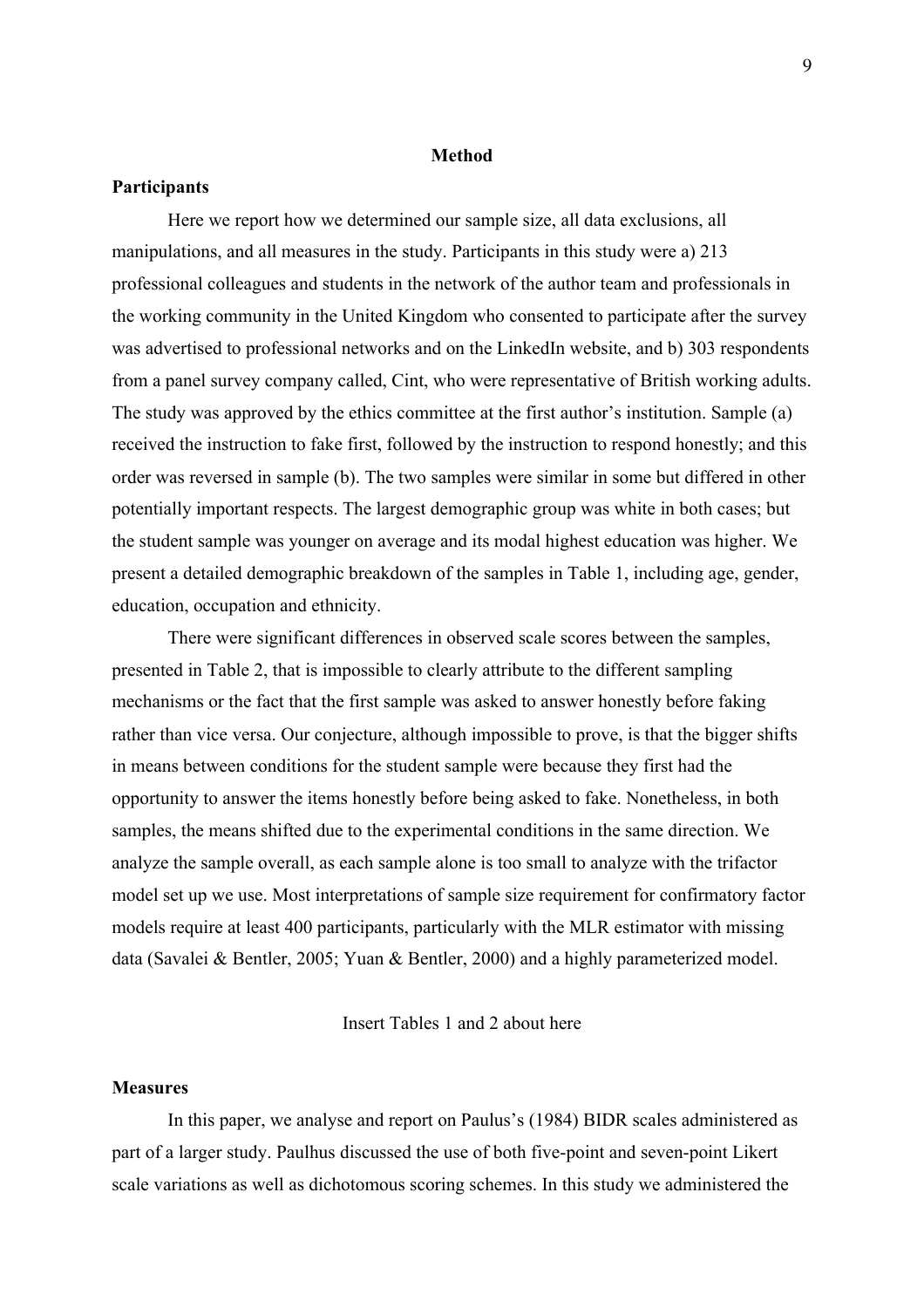## Method

### Participants

Here we report how we determined our sample size, all data exclusions, all manipulations, and all measures in the study. Participants in this study were a) 213 professional colleagues and students in the network of the author team and professionals in the working community in the United Kingdom who consented to participate after the survey was advertised to professional networks and on the LinkedIn website, and b) 303 respondents from a panel survey company called, Cint, who were representative of British working adults. The study was approved by the ethics committee at the first author's institution. Sample (a) received the instruction to fake first, followed by the instruction to respond honestly; and this order was reversed in sample (b). The two samples were similar in some but differed in other potentially important respects. The largest demographic group was white in both cases; but the student sample was younger on average and its modal highest education was higher. We present a detailed demographic breakdown of the samples in Table 1, including age, gender, education, occupation and ethnicity.

There were significant differences in observed scale scores between the samples, presented in Table 2, that is impossible to clearly attribute to the different sampling mechanisms or the fact that the first sample was asked to answer honestly before faking rather than vice versa. Our conjecture, although impossible to prove, is that the bigger shifts in means between conditions for the student sample were because they first had the opportunity to answer the items honestly before being asked to fake. Nonetheless, in both samples, the means shifted due to the experimental conditions in the same direction. We analyze the sample overall, as each sample alone is too small to analyze with the trifactor model set up we use. Most interpretations of sample size requirement for confirmatory factor models require at least 400 participants, particularly with the MLR estimator with missing data (Savalei & Bentler, 2005; Yuan & Bentler, 2000) and a highly parameterized model.

Insert Tables 1 and 2 about here

### Measures

In this paper, we analyse and report on Paulus's (1984) BIDR scales administered as part of a larger study. Paulhus discussed the use of both five-point and seven-point Likert scale variations as well as dichotomous scoring schemes. In this study we administered the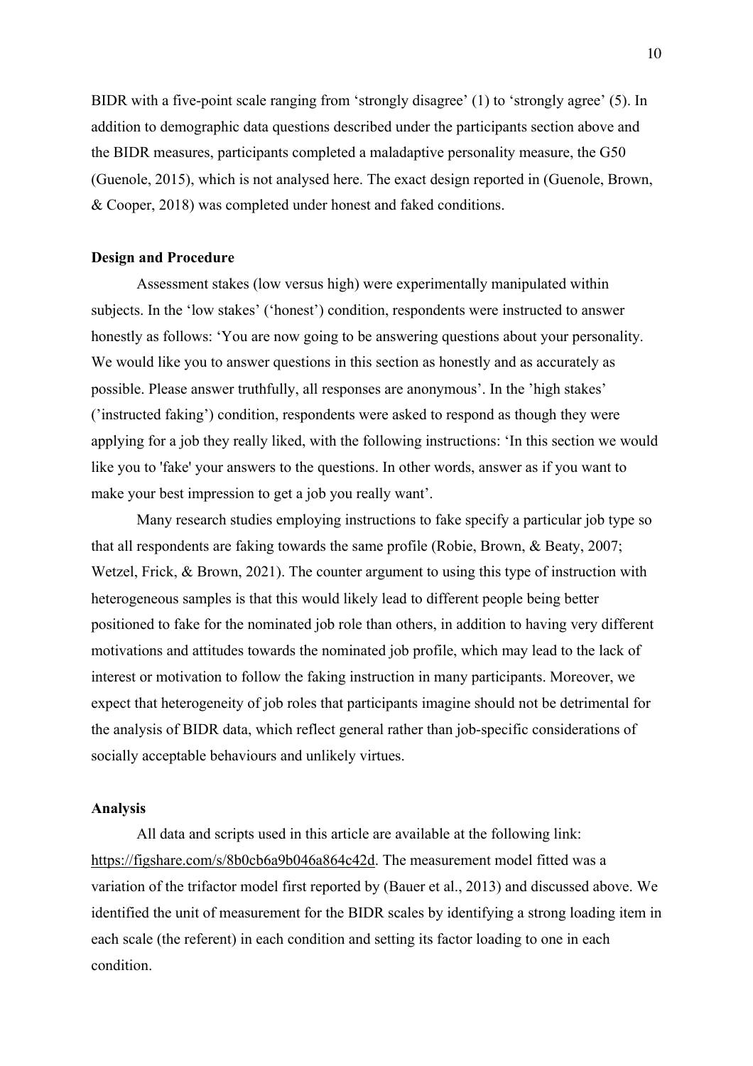BIDR with a five-point scale ranging from 'strongly disagree' (1) to 'strongly agree' (5). In addition to demographic data questions described under the participants section above and the BIDR measures, participants completed a maladaptive personality measure, the G50 (Guenole, 2015), which is not analysed here. The exact design reported in (Guenole, Brown, & Cooper, 2018) was completed under honest and faked conditions.

**Design and Procedure**

Assessment stakes (low versus high) were experimentally manipulated within subjects. In the 'low stakes' ('honest') condition, respondents were instructed to answer honestly as follows: 'You are now going to be answering questions about your personality. We would like you to answer questions in this section as honestly and as accurately as possible. Please answer truthfully, all responses are anonymous'. In the 'high stakes' ('instructed faking') condition, respondents were asked to respond as though they were applying for a job they really liked, with the following instructions: 'In this section we would like you to 'fake' your answers to the questions. In other words, answer as if you want to make your best impression to get a job you really want'.

Many research studies employing instructions to fake specify a particular job type so that all respondents are faking towards the same profile (Robie, Brown, & Beaty, 2007; Wetzel, Frick, & Brown, 2021). The counter argument to using this type of instruction with heterogeneous samples is that this would likely lead to different people being better positioned to fake for the nominated job role than others, in addition to having very different motivations and attitudes towards the nominated job profile, which may lead to the lack of interest or motivation to follow the faking instruction in many participants. Moreover, we expect that heterogeneity of job roles that participants imagine should not be detrimental for the analysis of BIDR data, which reflect general rather than job-specific considerations of socially acceptable behaviours and unlikely virtues.

**Analysis**

All data and scripts used in this article are available at the following link: https://figshare.com/s/8b0cb6a9b046a864c42d. The measurement model fitted was a variation of the trifactor model first reported by (Bauer et al., 2013) and discussed above. We identified the unit of measurement for the BIDR scales by identifying a strong loading item in each scale (the referent) in each condition and setting its factor loading to one in each condition.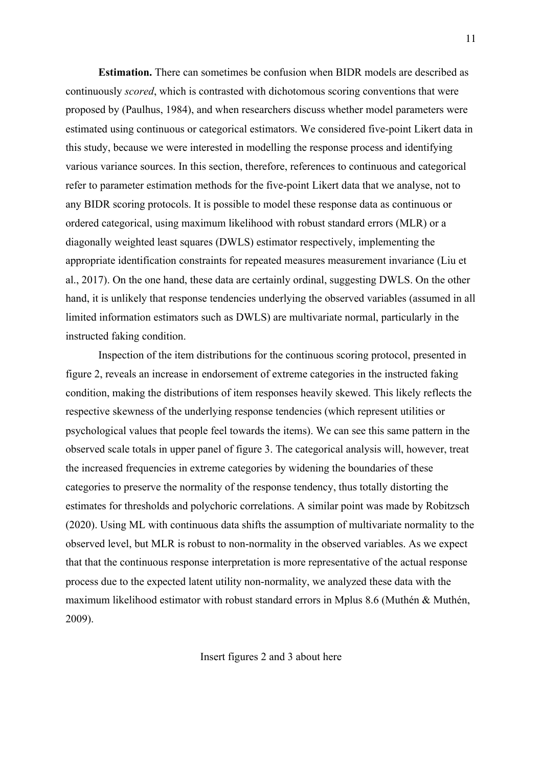**Estimation.** There can sometimes be confusion when BIDR models are described as continuously *scored*, which is contrasted with dichotomous scoring conventions that were proposed by (Paulhus, 1984), and when researchers discuss whether model parameters were estimated using continuous or categorical estimators. We considered five-point Likert data in this study, because we were interested in modelling the response process and identifying various variance sources. In this section, therefore, references to continuous and categorical refer to parameter estimation methods for the five-point Likert data that we analyse, not to any BIDR scoring protocols. It is possible to model these response data as continuous or ordered categorical, using maximum likelihood with robust standard errors (MLR) or a diagonally weighted least squares (DWLS) estimator respectively, implementing the appropriate identification constraints for repeated measures measurement invariance (Liu et al., 2017). On the one hand, these data are certainly ordinal, suggesting DWLS. On the other hand, it is unlikely that response tendencies underlying the observed variables (assumed in all limited information estimators such as DWLS) are multivariate normal, particularly in the instructed faking condition.

Inspection of the item distributions for the continuous scoring protocol, presented in figure 2, reveals an increase in endorsement of extreme categories in the instructed faking condition, making the distributions of item responses heavily skewed. This likely reflects the respective skewness of the underlying response tendencies (which represent utilities or psychological values that people feel towards the items). We can see this same pattern in the observed scale totals in upper panel of figure 3. The categorical analysis will, however, treat the increased frequencies in extreme categories by widening the boundaries of these categories to preserve the normality of the response tendency, thus totally distorting the estimates for thresholds and polychoric correlations. A similar point was made by Robitzsch (2020). Using ML with continuous data shifts the assumption of multivariate normality to the observed level, but MLR is robust to non-normality in the observed variables. As we expect that that the continuous response interpretation is more representative of the actual response process due to the expected latent utility non-normality, we analyzed these data with the maximum likelihood estimator with robust standard errors in Mplus 8.6 (Muthén & Muthén, 2009).

Insert figures 2 and 3 about here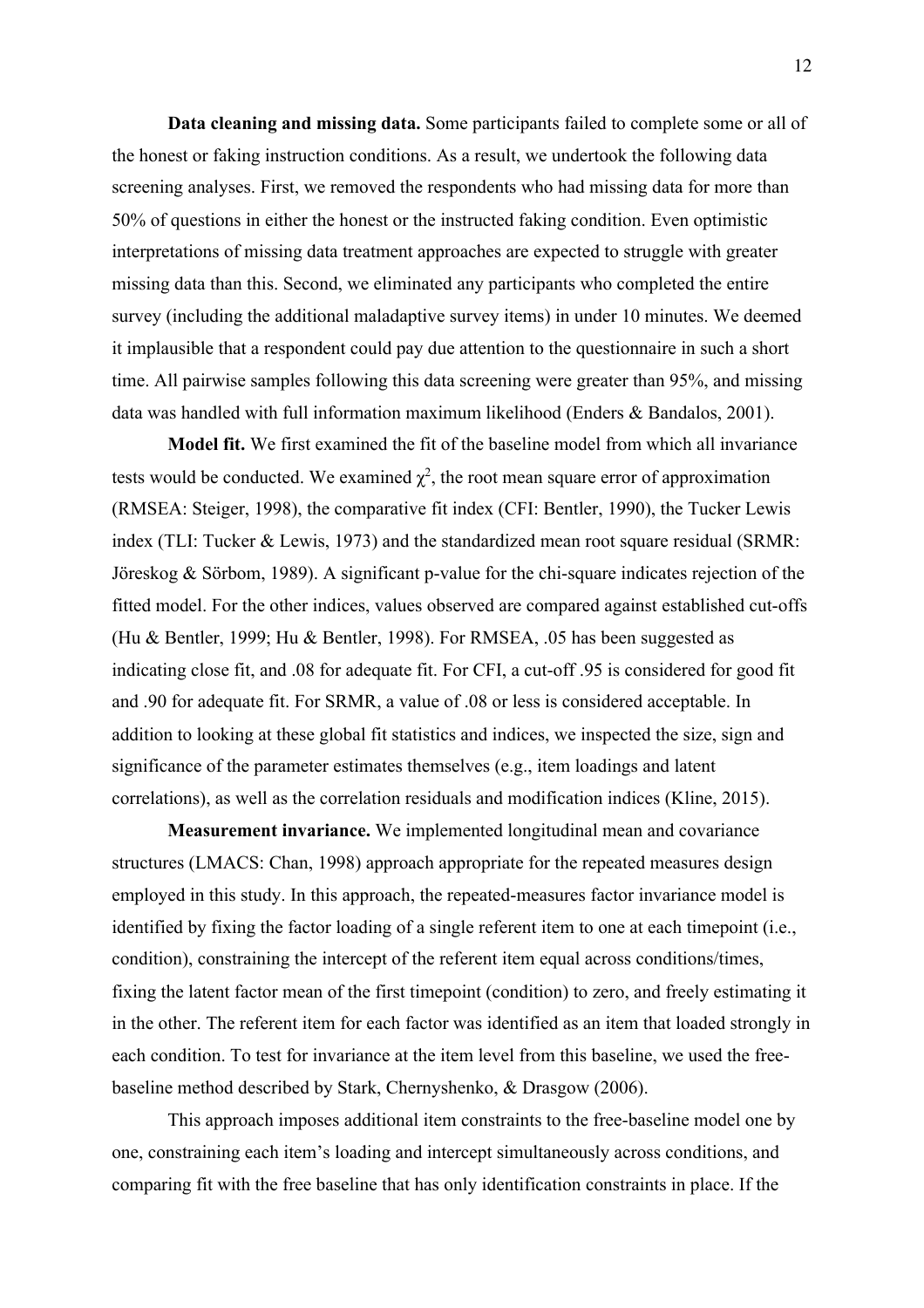**Data cleaning and missing data.** Some participants failed to complete some or all of the honest or faking instruction conditions. As a result, we undertook the following data screening analyses. First, we removed the respondents who had missing data for more than 50% of questions in either the honest or the instructed faking condition. Even optimistic interpretations of missing data treatment approaches are expected to struggle with greater missing data than this. Second, we eliminated any participants who completed the entire survey (including the additional maladaptive survey items) in under 10 minutes. We deemed it implausible that a respondent could pay due attention to the questionnaire in such a short time. All pairwise samples following this data screening were greater than 95%, and missing data was handled with full information maximum likelihood (Enders & Bandalos, 2001).

**Model fit.** We first examined the fit of the baseline model from which all invariance tests would be conducted. We examined $\chi^2$, the root mean square error of approximation (RMSEA: Steiger, 1998), the comparative fit index (CFI: Bentler, 1990), the Tucker Lewis index (TLI: Tucker & Lewis, 1973) and the standardized mean root square residual (SRMR: Jöreskog & Sörbom, 1989). A significant p-value for the chi-square indicates rejection of the fitted model. For the other indices, values observed are compared against established cut-offs (Hu & Bentler, 1999; Hu & Bentler, 1998). For RMSEA, .05 has been suggested as indicating close fit, and .08 for adequate fit. For CFI, a cut-off .95 is considered for good fit and .90 for adequate fit. For SRMR, a value of .08 or less is considered acceptable. In addition to looking at these global fit statistics and indices, we inspected the size, sign and significance of the parameter estimates themselves (e.g., item loadings and latent correlations), as well as the correlation residuals and modification indices (Kline, 2015).

**Measurement invariance.** We implemented longitudinal mean and covariance structures (LMACS: Chan, 1998) approach appropriate for the repeated measures design employed in this study. In this approach, the repeated-measures factor invariance model is identified by fixing the factor loading of a single referent item to one at each timepoint (i.e., condition), constraining the intercept of the referent item equal across conditions/times, fixing the latent factor mean of the first timepoint (condition) to zero, and freely estimating it in the other. The referent item for each factor was identified as an item that loaded strongly in each condition. To test for invariance at the item level from this baseline, we used the free-baseline method described by Stark, Chernyshenko, & Drasgow (2006).

This approach imposes additional item constraints to the free-baseline model one by one, constraining each item's loading and intercept simultaneously across conditions, and comparing fit with the free baseline that has only identification constraints in place. If the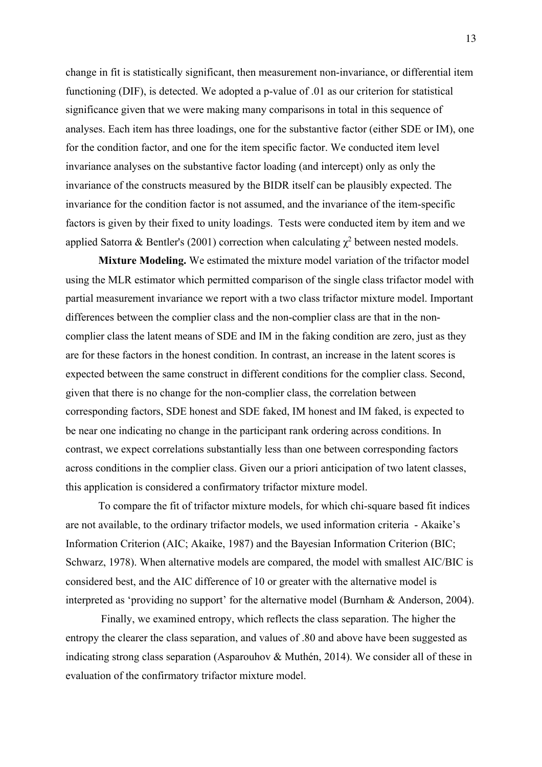change in fit is statistically significant, then measurement non-invariance, or differential item functioning (DIF), is detected. We adopted a p-value of .01 as our criterion for statistical significance given that we were making many comparisons in total in this sequence of analyses. Each item has three loadings, one for the substantive factor (either SDE or IM), one for the condition factor, and one for the item specific factor. We conducted item level invariance analyses on the substantive factor loading (and intercept) only as only the invariance of the constructs measured by the BIDR itself can be plausibly expected. The invariance for the condition factor is not assumed, and the invariance of the item-specific factors is given by their fixed to unity loadings. Tests were conducted item by item and we applied Satorra & Bentler's (2001) correction when calculating $\chi^2$ between nested models.

**Mixture Modeling.** We estimated the mixture model variation of the trifactor model using the MLR estimator which permitted comparison of the single class trifactor model with partial measurement invariance we report with a two class trifactor mixture model. Important differences between the complier class and the non-complier class are that in the non-complier class the latent means of SDE and IM in the faking condition are zero, just as they are for these factors in the honest condition. In contrast, an increase in the latent scores is expected between the same construct in different conditions for the complier class. Second, given that there is no change for the non-complier class, the correlation between corresponding factors, SDE honest and SDE faked, IM honest and IM faked, is expected to be near one indicating no change in the participant rank ordering across conditions. In contrast, we expect correlations substantially less than one between corresponding factors across conditions in the complier class. Given our a priori anticipation of two latent classes, this application is considered a confirmatory trifactor mixture model.

To compare the fit of trifactor mixture models, for which chi-square based fit indices are not available, to the ordinary trifactor models, we used information criteria - Akaike's Information Criterion (AIC; Akaike, 1987) and the Bayesian Information Criterion (BIC; Schwarz, 1978). When alternative models are compared, the model with smallest AIC/BIC is considered best, and the AIC difference of 10 or greater with the alternative model is interpreted as 'providing no support' for the alternative model (Burnham & Anderson, 2004).

Finally, we examined entropy, which reflects the class separation. The higher the entropy the clearer the class separation, and values of .80 and above have been suggested as indicating strong class separation (Asparouhov & Muthén, 2014). We consider all of these in evaluation of the confirmatory trifactor mixture model.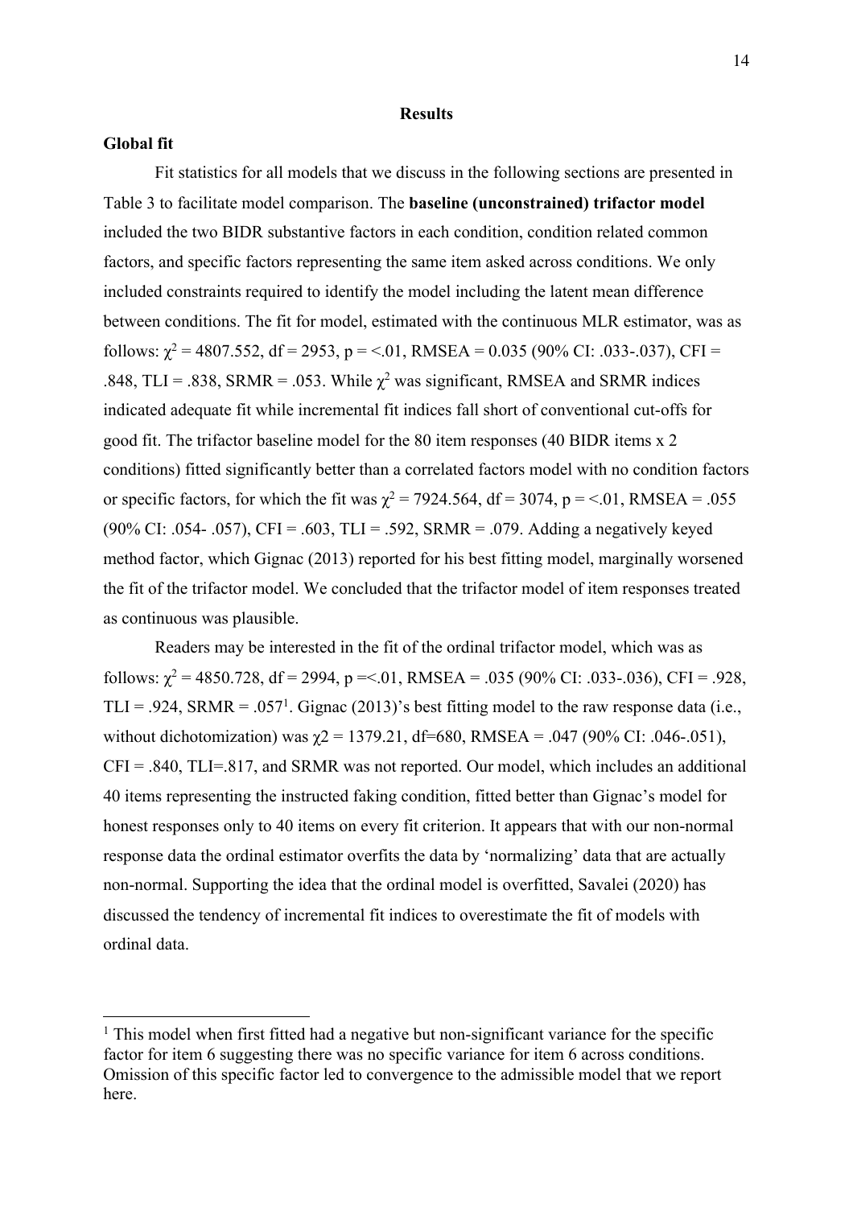## Results

### Global fit

Fit statistics for all models that we discuss in the following sections are presented in Table 3 to facilitate model comparison. The **baseline (unconstrained) trifactor model** included the two BIDR substantive factors in each condition, condition related common factors, and specific factors representing the same item asked across conditions. We only included constraints required to identify the model including the latent mean difference between conditions. The fit for model, estimated with the continuous MLR estimator, was as follows: $\chi^2$ = 4807.552, df = 2953, p = <.01, RMSEA = 0.035 (90% CI: .033-.037), CFI = .848, TLI = .838, SRMR = .053. While $\chi^2$ was significant, RMSEA and SRMR indices indicated adequate fit while incremental fit indices fall short of conventional cut-offs for good fit. The trifactor baseline model for the 80 item responses (40 BIDR items x 2 conditions) fitted significantly better than a correlated factors model with no condition factors or specific factors, for which the fit was $\chi^2$ = 7924.564, df = 3074, p = <.01, RMSEA = .055 (90% CI: .054- .057), CFI = .603, TLI = .592, SRMR = .079. Adding a negatively keyed method factor, which Gignac (2013) reported for his best fitting model, marginally worsened the fit of the trifactor model. We concluded that the trifactor model of item responses treated as continuous was plausible.

Readers may be interested in the fit of the ordinal trifactor model, which was as follows: $\chi^2$ = 4850.728, df = 2994, p =<.01, RMSEA = .035 (90% CI: .033-.036), CFI = .928, TLI = .924, SRMR = .057[1]. Gignac (2013)'s best fitting model to the raw response data (i.e., without dichotomization) was $\chi2$ = 1379.21, df=680, RMSEA = .047 (90% CI: .046-.051), CFI = .840, TLI=.817, and SRMR was not reported. Our model, which includes an additional 40 items representing the instructed faking condition, fitted better than Gignac's model for honest responses only to 40 items on every fit criterion. It appears that with our non-normal response data the ordinal estimator overfits the data by 'normalizing' data that are actually non-normal. Supporting the idea that the ordinal model is overfitted, Savalei (2020) has discussed the tendency of incremental fit indices to overestimate the fit of models with ordinal data.

[1] This model when first fitted had a negative but non-significant variance for the specific factor for item 6 suggesting there was no specific variance for item 6 across conditions. Omission of this specific factor led to convergence to the admissible model that we report here.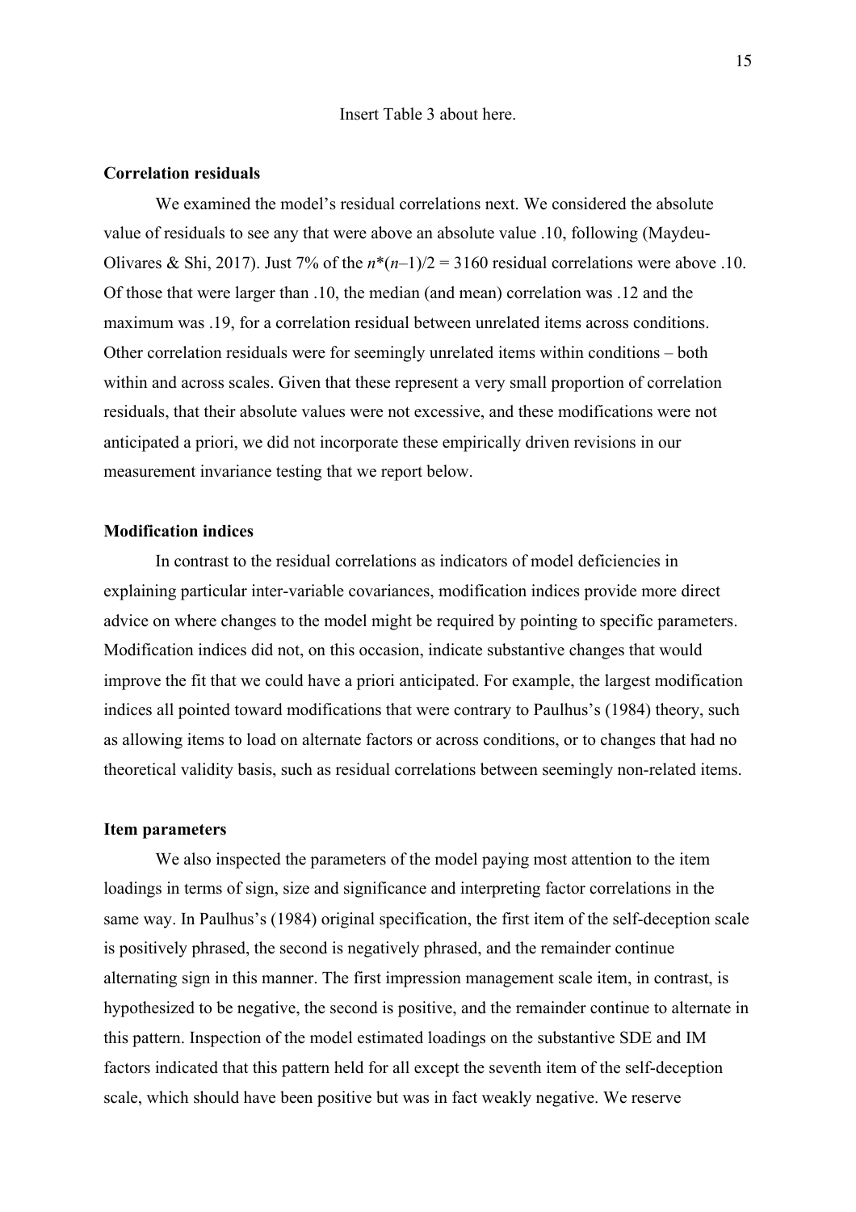Insert Table 3 about here.

**Correlation residuals**

We examined the model's residual correlations next. We considered the absolute value of residuals to see any that were above an absolute value .10, following (Maydeu-Olivares & Shi, 2017). Just 7% of the $n*(n–1)/2 = 3160$ residual correlations were above .10. Of those that were larger than .10, the median (and mean) correlation was .12 and the maximum was .19, for a correlation residual between unrelated items across conditions. Other correlation residuals were for seemingly unrelated items within conditions – both within and across scales. Given that these represent a very small proportion of correlation residuals, that their absolute values were not excessive, and these modifications were not anticipated a priori, we did not incorporate these empirically driven revisions in our measurement invariance testing that we report below.

**Modification indices**

In contrast to the residual correlations as indicators of model deficiencies in explaining particular inter-variable covariances, modification indices provide more direct advice on where changes to the model might be required by pointing to specific parameters. Modification indices did not, on this occasion, indicate substantive changes that would improve the fit that we could have a priori anticipated. For example, the largest modification indices all pointed toward modifications that were contrary to Paulhus's (1984) theory, such as allowing items to load on alternate factors or across conditions, or to changes that had no theoretical validity basis, such as residual correlations between seemingly non-related items.

**Item parameters**

We also inspected the parameters of the model paying most attention to the item loadings in terms of sign, size and significance and interpreting factor correlations in the same way. In Paulhus's (1984) original specification, the first item of the self-deception scale is positively phrased, the second is negatively phrased, and the remainder continue alternating sign in this manner. The first impression management scale item, in contrast, is hypothesized to be negative, the second is positive, and the remainder continue to alternate in this pattern. Inspection of the model estimated loadings on the substantive SDE and IM factors indicated that this pattern held for all except the seventh item of the self-deception scale, which should have been positive but was in fact weakly negative. We reserve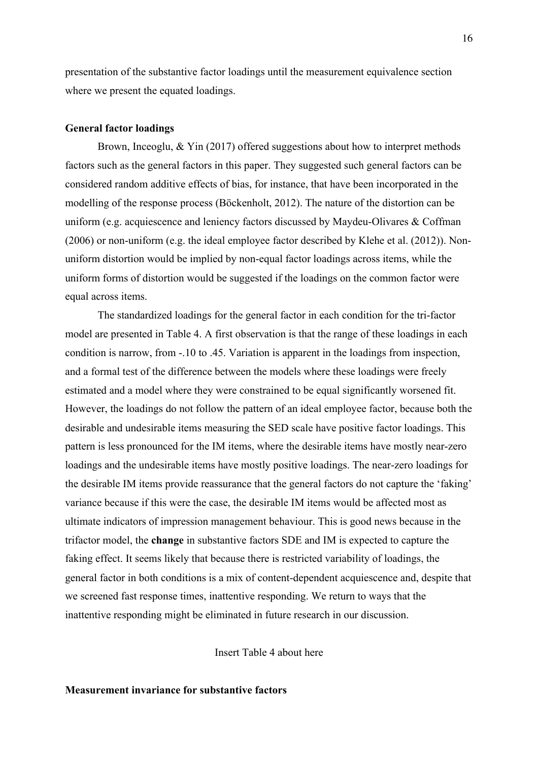presentation of the substantive factor loadings until the measurement equivalence section where we present the equated loadings.

**General factor loadings**

Brown, Inceoglu, & Yin (2017) offered suggestions about how to interpret methods factors such as the general factors in this paper. They suggested such general factors can be considered random additive effects of bias, for instance, that have been incorporated in the modelling of the response process (Böckenholt, 2012). The nature of the distortion can be uniform (e.g. acquiescence and leniency factors discussed by Maydeu-Olivares & Coffman (2006) or non-uniform (e.g. the ideal employee factor described by Klehe et al. (2012)). Non-uniform distortion would be implied by non-equal factor loadings across items, while the uniform forms of distortion would be suggested if the loadings on the common factor were equal across items.

The standardized loadings for the general factor in each condition for the tri-factor model are presented in Table 4. A first observation is that the range of these loadings in each condition is narrow, from -.10 to .45. Variation is apparent in the loadings from inspection, and a formal test of the difference between the models where these loadings were freely estimated and a model where they were constrained to be equal significantly worsened fit. However, the loadings do not follow the pattern of an ideal employee factor, because both the desirable and undesirable items measuring the SED scale have positive factor loadings. This pattern is less pronounced for the IM items, where the desirable items have mostly near-zero loadings and the undesirable items have mostly positive loadings. The near-zero loadings for the desirable IM items provide reassurance that the general factors do not capture the 'faking' variance because if this were the case, the desirable IM items would be affected most as ultimate indicators of impression management behaviour. This is good news because in the trifactor model, the **change** in substantive factors SDE and IM is expected to capture the faking effect. It seems likely that because there is restricted variability of loadings, the general factor in both conditions is a mix of content-dependent acquiescence and, despite that we screened fast response times, inattentive responding. We return to ways that the inattentive responding might be eliminated in future research in our discussion.

Insert Table 4 about here

**Measurement invariance for substantive factors**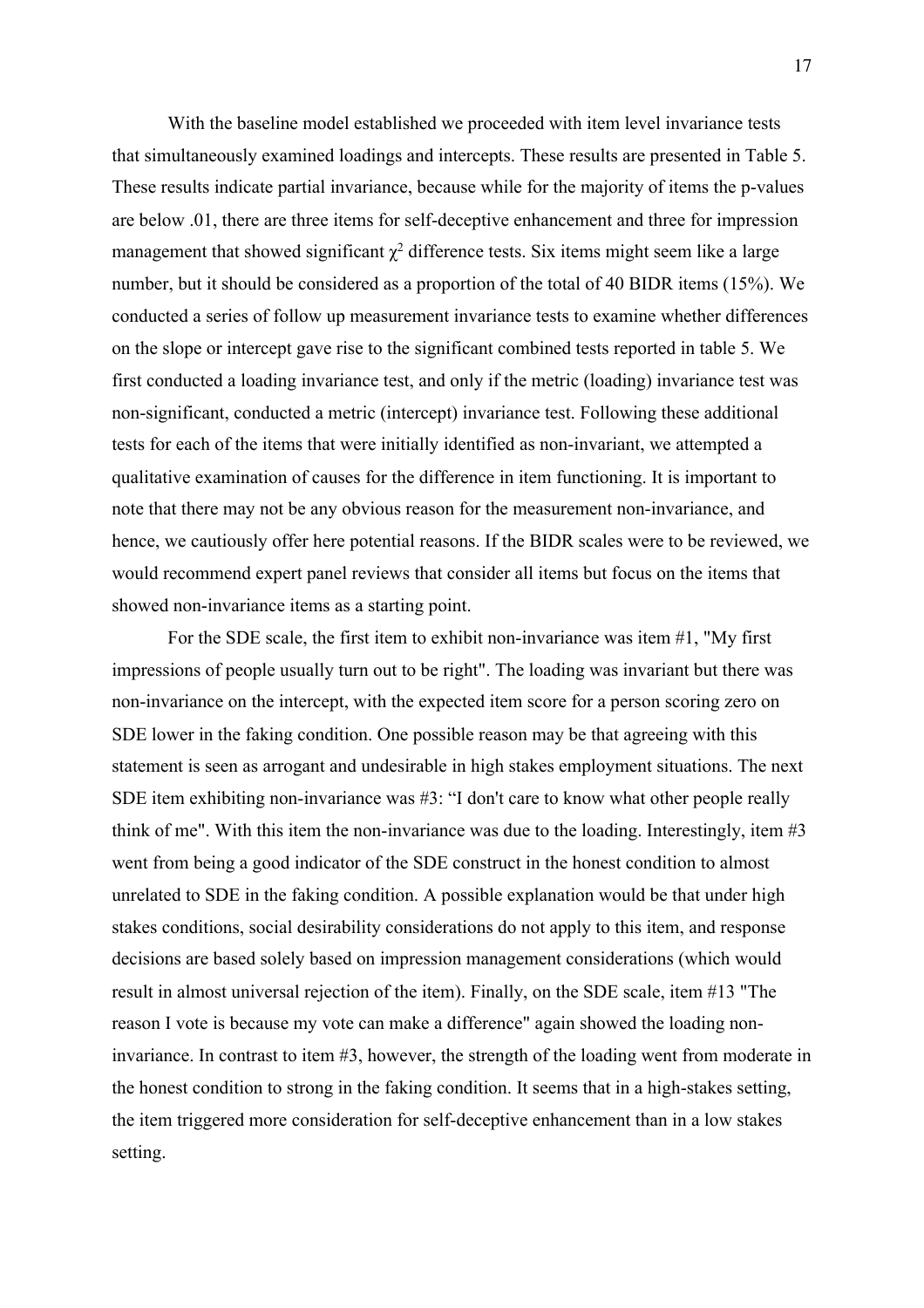With the baseline model established we proceeded with item level invariance tests that simultaneously examined loadings and intercepts. These results are presented in Table 5. These results indicate partial invariance, because while for the majority of items the p-values are below .01, there are three items for self-deceptive enhancement and three for impression management that showed significant $\chi^2$ difference tests. Six items might seem like a large number, but it should be considered as a proportion of the total of 40 BIDR items (15%). We conducted a series of follow up measurement invariance tests to examine whether differences on the slope or intercept gave rise to the significant combined tests reported in table 5. We first conducted a loading invariance test, and only if the metric (loading) invariance test was non-significant, conducted a metric (intercept) invariance test. Following these additional tests for each of the items that were initially identified as non-invariant, we attempted a qualitative examination of causes for the difference in item functioning. It is important to note that there may not be any obvious reason for the measurement non-invariance, and hence, we cautiously offer here potential reasons. If the BIDR scales were to be reviewed, we would recommend expert panel reviews that consider all items but focus on the items that showed non-invariance items as a starting point.

For the SDE scale, the first item to exhibit non-invariance was item #1, "My first impressions of people usually turn out to be right". The loading was invariant but there was non-invariance on the intercept, with the expected item score for a person scoring zero on SDE lower in the faking condition. One possible reason may be that agreeing with this statement is seen as arrogant and undesirable in high stakes employment situations. The next SDE item exhibiting non-invariance was #3: "I don't care to know what other people really think of me". With this item the non-invariance was due to the loading. Interestingly, item #3 went from being a good indicator of the SDE construct in the honest condition to almost unrelated to SDE in the faking condition. A possible explanation would be that under high stakes conditions, social desirability considerations do not apply to this item, and response decisions are based solely based on impression management considerations (which would result in almost universal rejection of the item). Finally, on the SDE scale, item #13 "The reason I vote is because my vote can make a difference" again showed the loading non-invariance. In contrast to item #3, however, the strength of the loading went from moderate in the honest condition to strong in the faking condition. It seems that in a high-stakes setting, the item triggered more consideration for self-deceptive enhancement than in a low stakes setting.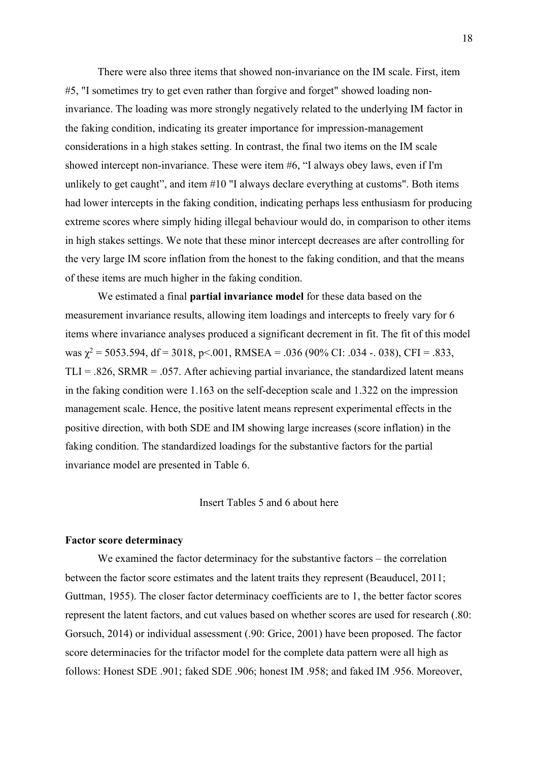There were also three items that showed non-invariance on the IM scale. First, item #5, "I sometimes try to get even rather than forgive and forget" showed loading non-invariance. The loading was more strongly negatively related to the underlying IM factor in the faking condition, indicating its greater importance for impression-management considerations in a high stakes setting. In contrast, the final two items on the IM scale showed intercept non-invariance. These were item #6, "I always obey laws, even if I'm unlikely to get caught", and item #10 "I always declare everything at customs". Both items had lower intercepts in the faking condition, indicating perhaps less enthusiasm for producing extreme scores where simply hiding illegal behaviour would do, in comparison to other items in high stakes settings. We note that these minor intercept decreases are after controlling for the very large IM score inflation from the honest to the faking condition, and that the means of these items are much higher in the faking condition.

We estimated a final **partial invariance model** for these data based on the measurement invariance results, allowing item loadings and intercepts to freely vary for 6 items where invariance analyses produced a significant decrement in fit. The fit of this model was $\chi^2 = 5053.594$, df = 3018, $p<.001$, RMSEA = .036 (90% CI: .034 -. 038), CFI = .833, TLI = .826, SRMR = .057. After achieving partial invariance, the standardized latent means in the faking condition were 1.163 on the self-deception scale and 1.322 on the impression management scale. Hence, the positive latent means represent experimental effects in the positive direction, with both SDE and IM showing large increases (score inflation) in the faking condition. The standardized loadings for the substantive factors for the partial invariance model are presented in Table 6.

Insert Tables 5 and 6 about here

**Factor score determinacy**

We examined the factor determinacy for the substantive factors – the correlation between the factor score estimates and the latent traits they represent (Beauducel, 2011; Guttman, 1955). The closer factor determinacy coefficients are to 1, the better factor scores represent the latent factors, and cut values based on whether scores are used for research (.80: Gorsuch, 2014) or individual assessment (.90: Grice, 2001) have been proposed. The factor score determinacies for the trifactor model for the complete data pattern were all high as follows: Honest SDE .901; faked SDE .906; honest IM .958; and faked IM .956. Moreover,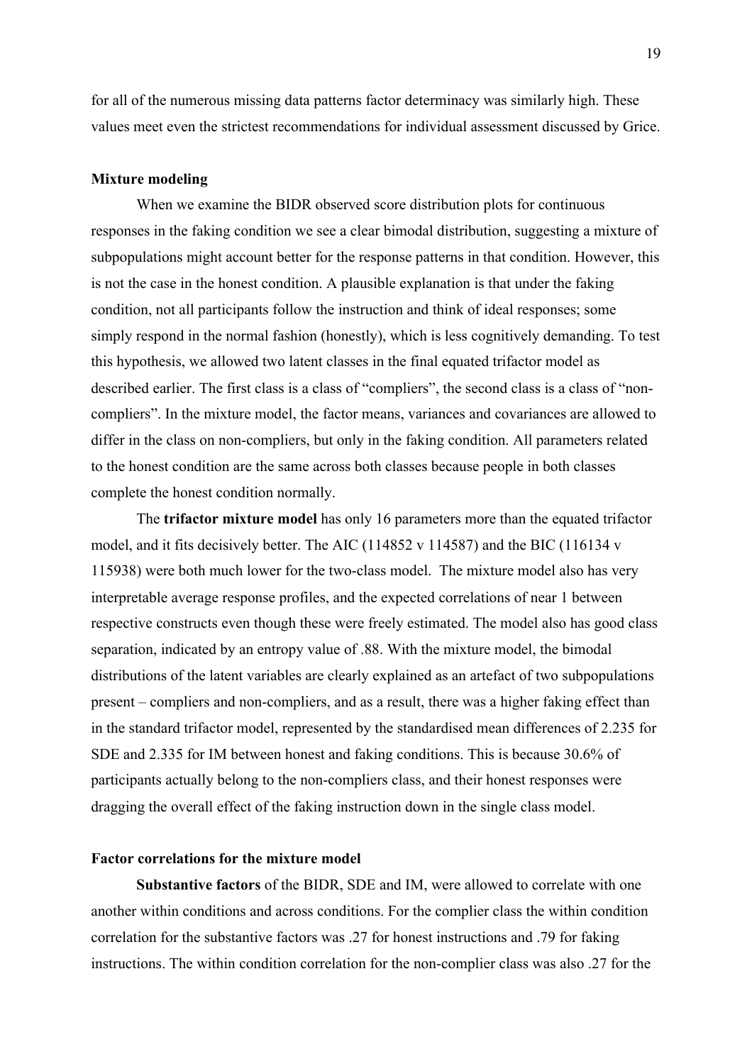for all of the numerous missing data patterns factor determinacy was similarly high. These values meet even the strictest recommendations for individual assessment discussed by Grice.

**Mixture modeling**

When we examine the BIDR observed score distribution plots for continuous responses in the faking condition we see a clear bimodal distribution, suggesting a mixture of subpopulations might account better for the response patterns in that condition. However, this is not the case in the honest condition. A plausible explanation is that under the faking condition, not all participants follow the instruction and think of ideal responses; some simply respond in the normal fashion (honestly), which is less cognitively demanding. To test this hypothesis, we allowed two latent classes in the final equated trifactor model as described earlier. The first class is a class of "compliers", the second class is a class of "non-compliers". In the mixture model, the factor means, variances and covariances are allowed to differ in the class on non-compliers, but only in the faking condition. All parameters related to the honest condition are the same across both classes because people in both classes complete the honest condition normally.

The **trifactor mixture model** has only 16 parameters more than the equated trifactor model, and it fits decisively better. The AIC (114852 v 114587) and the BIC (116134 v 115938) were both much lower for the two-class model. The mixture model also has very interpretable average response profiles, and the expected correlations of near 1 between respective constructs even though these were freely estimated. The model also has good class separation, indicated by an entropy value of .88. With the mixture model, the bimodal distributions of the latent variables are clearly explained as an artefact of two subpopulations present – compliers and non-compliers, and as a result, there was a higher faking effect than in the standard trifactor model, represented by the standardised mean differences of 2.235 for SDE and 2.335 for IM between honest and faking conditions. This is because 30.6% of participants actually belong to the non-compliers class, and their honest responses were dragging the overall effect of the faking instruction down in the single class model.

**Factor correlations for the mixture model**

**Substantive factors** of the BIDR, SDE and IM, were allowed to correlate with one another within conditions and across conditions. For the complier class the within condition correlation for the substantive factors was .27 for honest instructions and .79 for faking instructions. The within condition correlation for the non-complier class was also .27 for the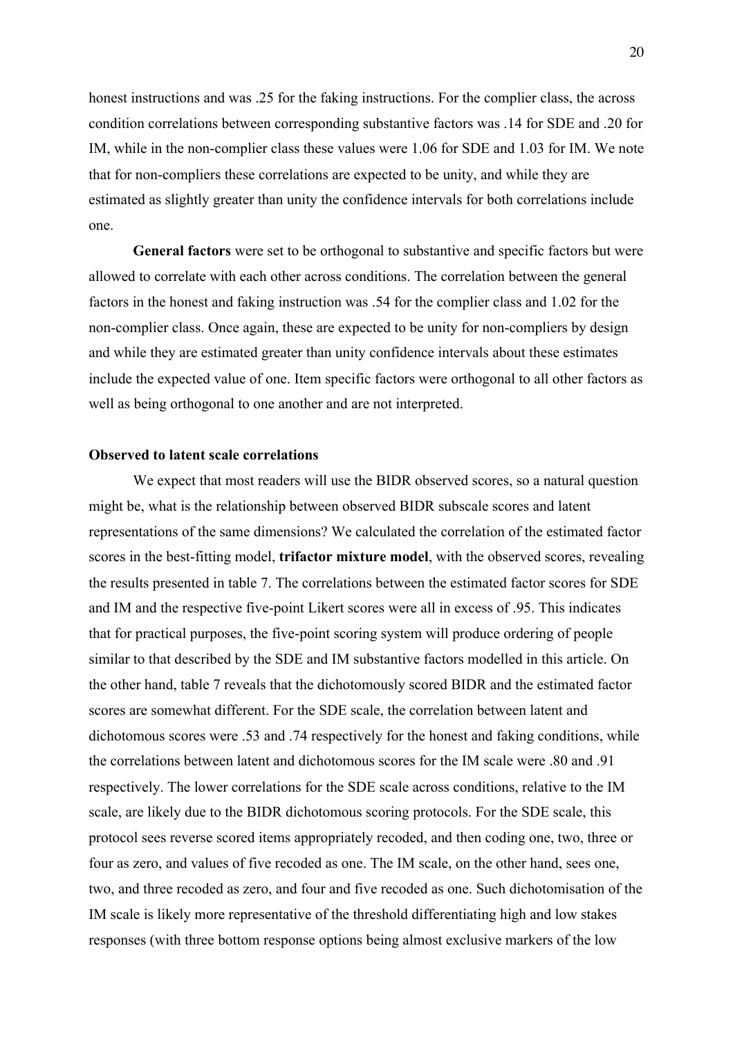honest instructions and was .25 for the faking instructions. For the complier class, the across condition correlations between corresponding substantive factors was .14 for SDE and .20 for IM, while in the non-complier class these values were 1.06 for SDE and 1.03 for IM. We note that for non-compliers these correlations are expected to be unity, and while they are estimated as slightly greater than unity the confidence intervals for both correlations include one.

**General factors** were set to be orthogonal to substantive and specific factors but were allowed to correlate with each other across conditions. The correlation between the general factors in the honest and faking instruction was .54 for the complier class and 1.02 for the non-complier class. Once again, these are expected to be unity for non-compliers by design and while they are estimated greater than unity confidence intervals about these estimates include the expected value of one. Item specific factors were orthogonal to all other factors as well as being orthogonal to one another and are not interpreted.

**Observed to latent scale correlations**

We expect that most readers will use the BIDR observed scores, so a natural question might be, what is the relationship between observed BIDR subscale scores and latent representations of the same dimensions? We calculated the correlation of the estimated factor scores in the best-fitting model, **trifactor mixture model**, with the observed scores, revealing the results presented in table 7. The correlations between the estimated factor scores for SDE and IM and the respective five-point Likert scores were all in excess of .95. This indicates that for practical purposes, the five-point scoring system will produce ordering of people similar to that described by the SDE and IM substantive factors modelled in this article. On the other hand, table 7 reveals that the dichotomously scored BIDR and the estimated factor scores are somewhat different. For the SDE scale, the correlation between latent and dichotomous scores were .53 and .74 respectively for the honest and faking conditions, while the correlations between latent and dichotomous scores for the IM scale were .80 and .91 respectively. The lower correlations for the SDE scale across conditions, relative to the IM scale, are likely due to the BIDR dichotomous scoring protocols. For the SDE scale, this protocol sees reverse scored items appropriately recoded, and then coding one, two, three or four as zero, and values of five recoded as one. The IM scale, on the other hand, sees one, two, and three recoded as zero, and four and five recoded as one. Such dichotomisation of the IM scale is likely more representative of the threshold differentiating high and low stakes responses (with three bottom response options being almost exclusive markers of the low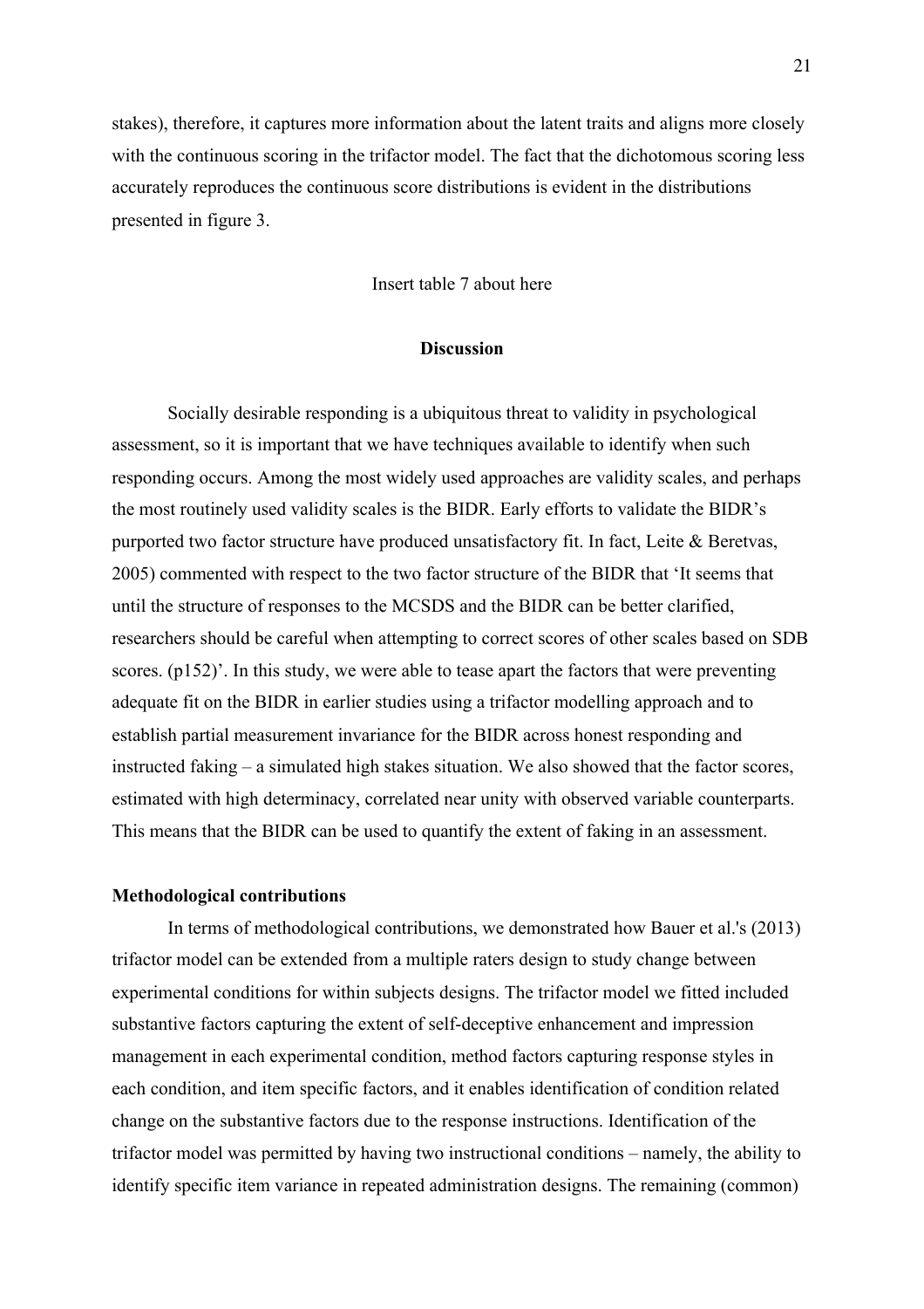stakes), therefore, it captures more information about the latent traits and aligns more closely with the continuous scoring in the trifactor model. The fact that the dichotomous scoring less accurately reproduces the continuous score distributions is evident in the distributions presented in figure 3.

Insert table 7 about here

## Discussion

Socially desirable responding is a ubiquitous threat to validity in psychological assessment, so it is important that we have techniques available to identify when such responding occurs. Among the most widely used approaches are validity scales, and perhaps the most routinely used validity scales is the BIDR. Early efforts to validate the BIDR's purported two factor structure have produced unsatisfactory fit. In fact, Leite & Beretvas, 2005) commented with respect to the two factor structure of the BIDR that 'It seems that until the structure of responses to the MCSDS and the BIDR can be better clarified, researchers should be careful when attempting to correct scores of other scales based on SDB scores. (p152)'. In this study, we were able to tease apart the factors that were preventing adequate fit on the BIDR in earlier studies using a trifactor modelling approach and to establish partial measurement invariance for the BIDR across honest responding and instructed faking – a simulated high stakes situation. We also showed that the factor scores, estimated with high determinacy, correlated near unity with observed variable counterparts. This means that the BIDR can be used to quantify the extent of faking in an assessment.

### Methodological contributions

In terms of methodological contributions, we demonstrated how Bauer et al.'s (2013) trifactor model can be extended from a multiple raters design to study change between experimental conditions for within subjects designs. The trifactor model we fitted included substantive factors capturing the extent of self-deceptive enhancement and impression management in each experimental condition, method factors capturing response styles in each condition, and item specific factors, and it enables identification of condition related change on the substantive factors due to the response instructions. Identification of the trifactor model was permitted by having two instructional conditions – namely, the ability to identify specific item variance in repeated administration designs. The remaining (common)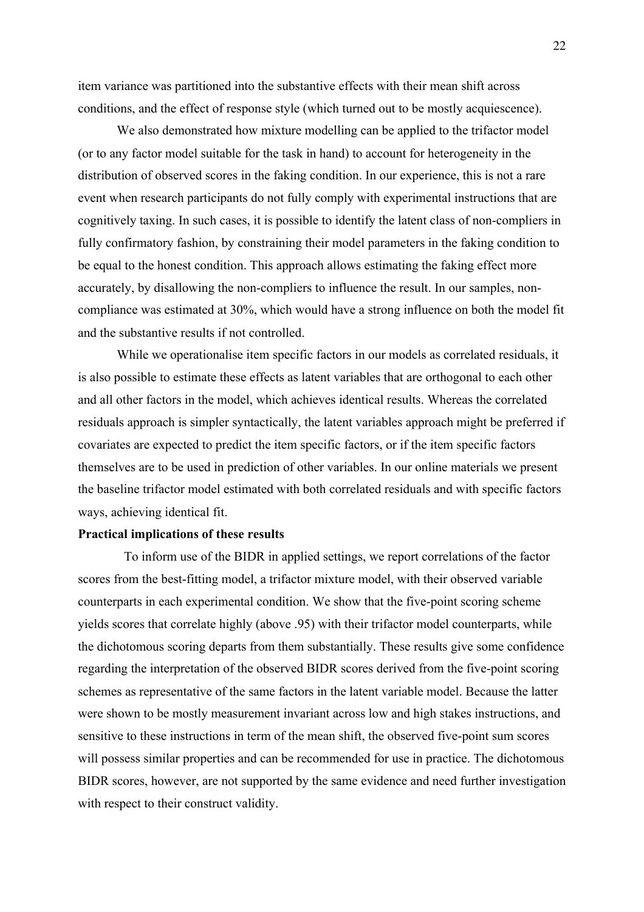item variance was partitioned into the substantive effects with their mean shift across conditions, and the effect of response style (which turned out to be mostly acquiescence).

We also demonstrated how mixture modelling can be applied to the trifactor model (or to any factor model suitable for the task in hand) to account for heterogeneity in the distribution of observed scores in the faking condition. In our experience, this is not a rare event when research participants do not fully comply with experimental instructions that are cognitively taxing. In such cases, it is possible to identify the latent class of non-compliers in fully confirmatory fashion, by constraining their model parameters in the faking condition to be equal to the honest condition. This approach allows estimating the faking effect more accurately, by disallowing the non-compliers to influence the result. In our samples, non-compliance was estimated at 30%, which would have a strong influence on both the model fit and the substantive results if not controlled.

While we operationalise item specific factors in our models as correlated residuals, it is also possible to estimate these effects as latent variables that are orthogonal to each other and all other factors in the model, which achieves identical results. Whereas the correlated residuals approach is simpler syntactically, the latent variables approach might be preferred if covariates are expected to predict the item specific factors, or if the item specific factors themselves are to be used in prediction of other variables. In our online materials we present the baseline trifactor model estimated with both correlated residuals and with specific factors ways, achieving identical fit.

**Practical implications of these results**

To inform use of the BIDR in applied settings, we report correlations of the factor scores from the best-fitting model, a trifactor mixture model, with their observed variable counterparts in each experimental condition. We show that the five-point scoring scheme yields scores that correlate highly (above .95) with their trifactor model counterparts, while the dichotomous scoring departs from them substantially. These results give some confidence regarding the interpretation of the observed BIDR scores derived from the five-point scoring schemes as representative of the same factors in the latent variable model. Because the latter were shown to be mostly measurement invariant across low and high stakes instructions, and sensitive to these instructions in term of the mean shift, the observed five-point sum scores will possess similar properties and can be recommended for use in practice. The dichotomous BIDR scores, however, are not supported by the same evidence and need further investigation with respect to their construct validity.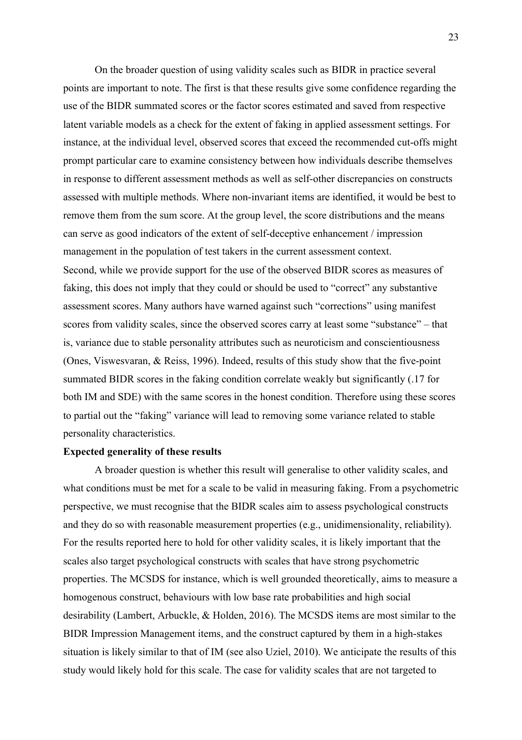On the broader question of using validity scales such as BIDR in practice several points are important to note. The first is that these results give some confidence regarding the use of the BIDR summated scores or the factor scores estimated and saved from respective latent variable models as a check for the extent of faking in applied assessment settings. For instance, at the individual level, observed scores that exceed the recommended cut-offs might prompt particular care to examine consistency between how individuals describe themselves in response to different assessment methods as well as self-other discrepancies on constructs assessed with multiple methods. Where non-invariant items are identified, it would be best to remove them from the sum score. At the group level, the score distributions and the means can serve as good indicators of the extent of self-deceptive enhancement / impression management in the population of test takers in the current assessment context.

Second, while we provide support for the use of the observed BIDR scores as measures of faking, this does not imply that they could or should be used to "correct" any substantive assessment scores. Many authors have warned against such "corrections" using manifest scores from validity scales, since the observed scores carry at least some "substance" – that is, variance due to stable personality attributes such as neuroticism and conscientiousness (Ones, Viswesvaran, & Reiss, 1996). Indeed, results of this study show that the five-point summated BIDR scores in the faking condition correlate weakly but significantly (.17 for both IM and SDE) with the same scores in the honest condition. Therefore using these scores to partial out the "faking" variance will lead to removing some variance related to stable personality characteristics.

**Expected generality of these results**

A broader question is whether this result will generalise to other validity scales, and what conditions must be met for a scale to be valid in measuring faking. From a psychometric perspective, we must recognise that the BIDR scales aim to assess psychological constructs and they do so with reasonable measurement properties (e.g., unidimensionality, reliability). For the results reported here to hold for other validity scales, it is likely important that the scales also target psychological constructs with scales that have strong psychometric properties. The MCSDS for instance, which is well grounded theoretically, aims to measure a homogenous construct, behaviours with low base rate probabilities and high social desirability (Lambert, Arbuckle, & Holden, 2016). The MCSDS items are most similar to the BIDR Impression Management items, and the construct captured by them in a high-stakes situation is likely similar to that of IM (see also Uziel, 2010). We anticipate the results of this study would likely hold for this scale. The case for validity scales that are not targeted to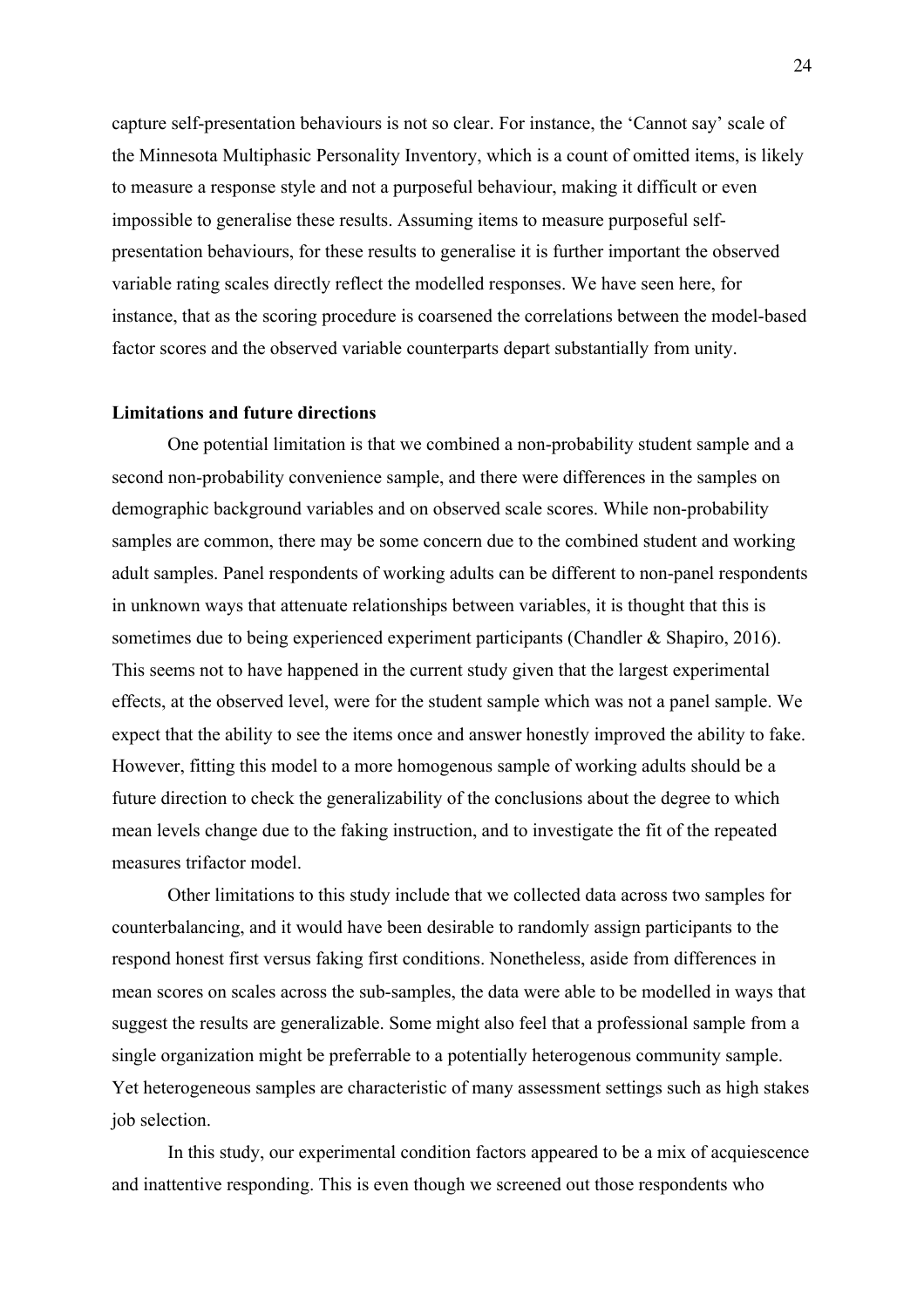capture self-presentation behaviours is not so clear. For instance, the 'Cannot say' scale of the Minnesota Multiphasic Personality Inventory, which is a count of omitted items, is likely to measure a response style and not a purposeful behaviour, making it difficult or even impossible to generalise these results. Assuming items to measure purposeful self-presentation behaviours, for these results to generalise it is further important the observed variable rating scales directly reflect the modelled responses. We have seen here, for instance, that as the scoring procedure is coarsened the correlations between the model-based factor scores and the observed variable counterparts depart substantially from unity.

**Limitations and future directions**

One potential limitation is that we combined a non-probability student sample and a second non-probability convenience sample, and there were differences in the samples on demographic background variables and on observed scale scores. While non-probability samples are common, there may be some concern due to the combined student and working adult samples. Panel respondents of working adults can be different to non-panel respondents in unknown ways that attenuate relationships between variables, it is thought that this is sometimes due to being experienced experiment participants (Chandler & Shapiro, 2016). This seems not to have happened in the current study given that the largest experimental effects, at the observed level, were for the student sample which was not a panel sample. We expect that the ability to see the items once and answer honestly improved the ability to fake. However, fitting this model to a more homogenous sample of working adults should be a future direction to check the generalizability of the conclusions about the degree to which mean levels change due to the faking instruction, and to investigate the fit of the repeated measures trifactor model.

Other limitations to this study include that we collected data across two samples for counterbalancing, and it would have been desirable to randomly assign participants to the respond honest first versus faking first conditions. Nonetheless, aside from differences in mean scores on scales across the sub-samples, the data were able to be modelled in ways that suggest the results are generalizable. Some might also feel that a professional sample from a single organization might be preferrable to a potentially heterogenous community sample. Yet heterogeneous samples are characteristic of many assessment settings such as high stakes job selection.

In this study, our experimental condition factors appeared to be a mix of acquiescence and inattentive responding. This is even though we screened out those respondents who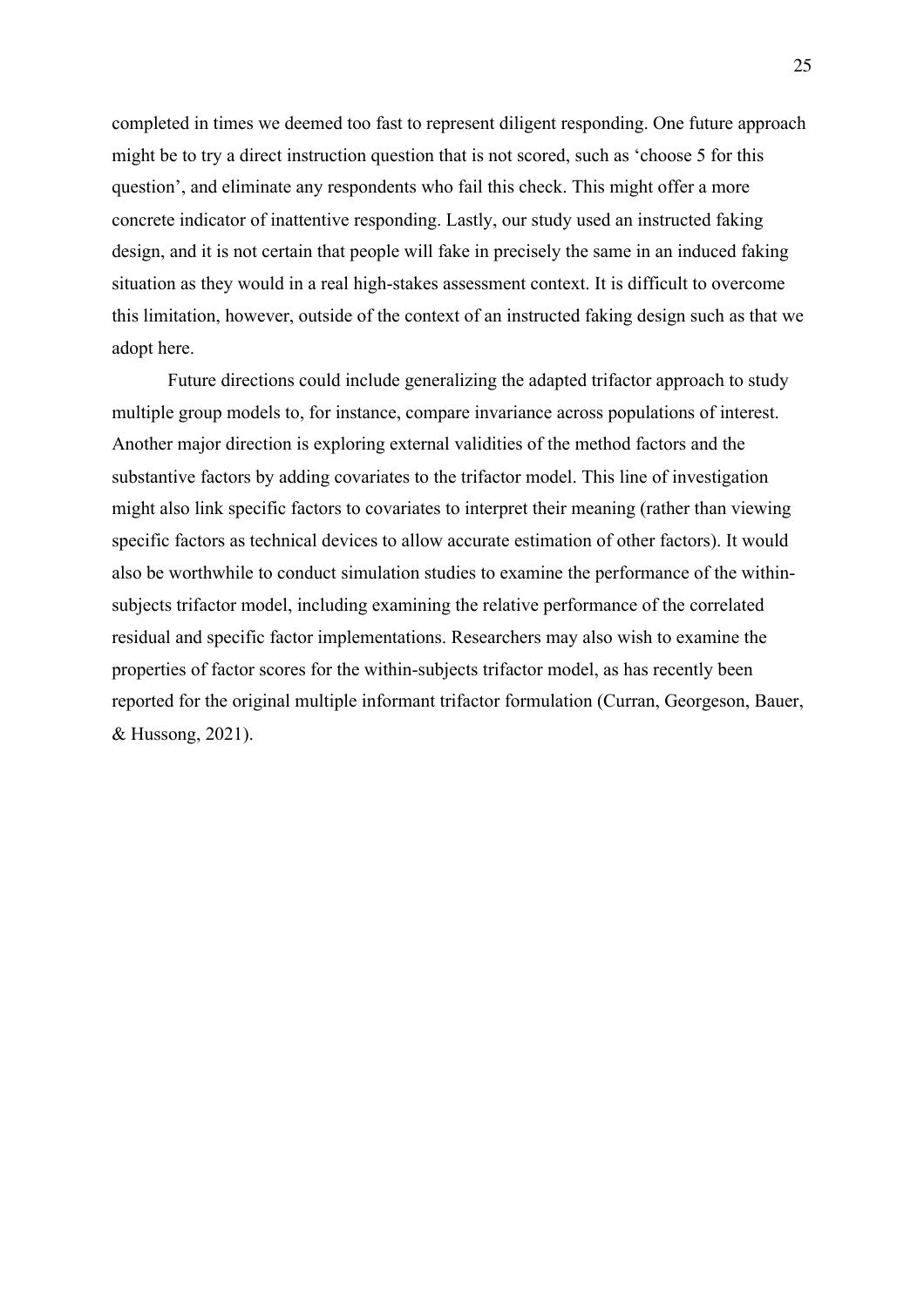completed in times we deemed too fast to represent diligent responding. One future approach might be to try a direct instruction question that is not scored, such as 'choose 5 for this question', and eliminate any respondents who fail this check. This might offer a more concrete indicator of inattentive responding. Lastly, our study used an instructed faking design, and it is not certain that people will fake in precisely the same in an induced faking situation as they would in a real high-stakes assessment context. It is difficult to overcome this limitation, however, outside of the context of an instructed faking design such as that we adopt here.

Future directions could include generalizing the adapted trifactor approach to study multiple group models to, for instance, compare invariance across populations of interest. Another major direction is exploring external validities of the method factors and the substantive factors by adding covariates to the trifactor model. This line of investigation might also link specific factors to covariates to interpret their meaning (rather than viewing specific factors as technical devices to allow accurate estimation of other factors). It would also be worthwhile to conduct simulation studies to examine the performance of the within-subjects trifactor model, including examining the relative performance of the correlated residual and specific factor implementations. Researchers may also wish to examine the properties of factor scores for the within-subjects trifactor model, as has recently been reported for the original multiple informant trifactor formulation (Curran, Georgeson, Bauer, & Hussong, 2021).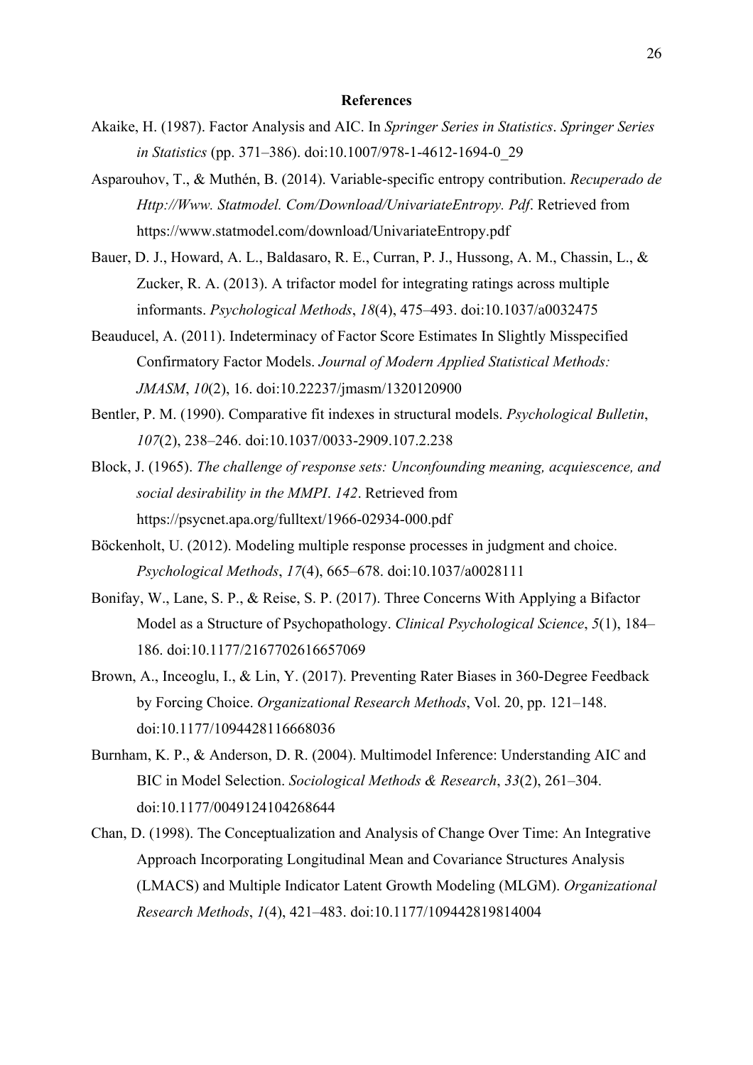# References

Akaike, H. (1987). Factor Analysis and AIC. In *Springer Series in Statistics*. *Springer Series in Statistics* (pp. 371–386). doi:10.1007/978-1-4612-1694-0_29

Asparouhov, T., & Muthén, B. (2014). Variable-specific entropy contribution. *Recuperado de Http://Www. Statmodel. Com/Download/UnivariateEntropy. Pdf*. Retrieved from https://www.statmodel.com/download/UnivariateEntropy.pdf

Bauer, D. J., Howard, A. L., Baldasaro, R. E., Curran, P. J., Hussong, A. M., Chassin, L., & Zucker, R. A. (2013). A trifactor model for integrating ratings across multiple informants. *Psychological Methods*, *18*(4), 475–493. doi:10.1037/a0032475

Beauducel, A. (2011). Indeterminacy of Factor Score Estimates In Slightly Misspecified Confirmatory Factor Models. *Journal of Modern Applied Statistical Methods: JMASM*, *10*(2), 16. doi:10.22237/jmasm/1320120900

Bentler, P. M. (1990). Comparative fit indexes in structural models. *Psychological Bulletin*, *107*(2), 238–246. doi:10.1037/0033-2909.107.2.238

Block, J. (1965). *The challenge of response sets: Unconfounding meaning, acquiescence, and social desirability in the MMPI*. *142*. Retrieved from https://psycnet.apa.org/fulltext/1966-02934-000.pdf

Böckenholt, U. (2012). Modeling multiple response processes in judgment and choice. *Psychological Methods*, *17*(4), 665–678. doi:10.1037/a0028111

Bonifay, W., Lane, S. P., & Reise, S. P. (2017). Three Concerns With Applying a Bifactor Model as a Structure of Psychopathology. *Clinical Psychological Science*, *5*(1), 184–186. doi:10.1177/2167702616657069

Brown, A., Inceoglu, I., & Lin, Y. (2017). Preventing Rater Biases in 360-Degree Feedback by Forcing Choice. *Organizational Research Methods*, Vol. 20, pp. 121–148. doi:10.1177/1094428116668036

Burnham, K. P., & Anderson, D. R. (2004). Multimodel Inference: Understanding AIC and BIC in Model Selection. *Sociological Methods & Research*, *33*(2), 261–304. doi:10.1177/0049124104268644

Chan, D. (1998). The Conceptualization and Analysis of Change Over Time: An Integrative Approach Incorporating Longitudinal Mean and Covariance Structures Analysis (LMACS) and Multiple Indicator Latent Growth Modeling (MLGM). *Organizational Research Methods*, *1*(4), 421–483. doi:10.1177/109442819814004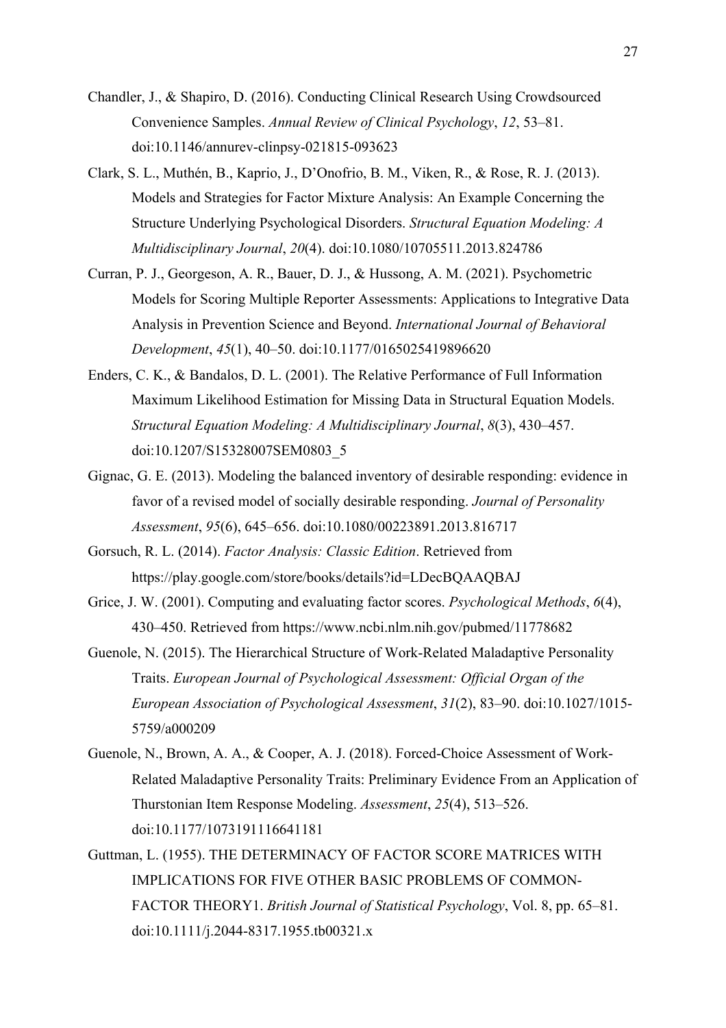Chandler, J., & Shapiro, D. (2016). Conducting Clinical Research Using Crowdsourced Convenience Samples. *Annual Review of Clinical Psychology*, *12*, 53–81. doi:10.1146/annurev-clinpsy-021815-093623

Clark, S. L., Muthén, B., Kaprio, J., D'Onofrio, B. M., Viken, R., & Rose, R. J. (2013). Models and Strategies for Factor Mixture Analysis: An Example Concerning the Structure Underlying Psychological Disorders. *Structural Equation Modeling: A Multidisciplinary Journal*, *20*(4). doi:10.1080/10705511.2013.824786

Curran, P. J., Georgeson, A. R., Bauer, D. J., & Hussong, A. M. (2021). Psychometric Models for Scoring Multiple Reporter Assessments: Applications to Integrative Data Analysis in Prevention Science and Beyond. *International Journal of Behavioral Development*, *45*(1), 40–50. doi:10.1177/0165025419896620

Enders, C. K., & Bandalos, D. L. (2001). The Relative Performance of Full Information Maximum Likelihood Estimation for Missing Data in Structural Equation Models. *Structural Equation Modeling: A Multidisciplinary Journal*, *8*(3), 430–457. doi:10.1207/S15328007SEM0803_5

Gignac, G. E. (2013). Modeling the balanced inventory of desirable responding: evidence in favor of a revised model of socially desirable responding. *Journal of Personality Assessment*, *95*(6), 645–656. doi:10.1080/00223891.2013.816717

Gorsuch, R. L. (2014). *Factor Analysis: Classic Edition*. Retrieved from https://play.google.com/store/books/details?id=LDecBQAAQBAJ

Grice, J. W. (2001). Computing and evaluating factor scores. *Psychological Methods*, *6*(4), 430–450. Retrieved from https://www.ncbi.nlm.nih.gov/pubmed/11778682

Guenole, N. (2015). The Hierarchical Structure of Work-Related Maladaptive Personality Traits. *European Journal of Psychological Assessment: Official Organ of the European Association of Psychological Assessment*, *31*(2), 83–90. doi:10.1027/1015-5759/a000209

Guenole, N., Brown, A. A., & Cooper, A. J. (2018). Forced-Choice Assessment of Work-Related Maladaptive Personality Traits: Preliminary Evidence From an Application of Thurstonian Item Response Modeling. *Assessment*, *25*(4), 513–526. doi:10.1177/1073191116641181

Guttman, L. (1955). THE DETERMINACY OF FACTOR SCORE MATRICES WITH IMPLICATIONS FOR FIVE OTHER BASIC PROBLEMS OF COMMON-FACTOR THEORY1. *British Journal of Statistical Psychology*, Vol. 8, pp. 65–81. doi:10.1111/j.2044-8317.1955.tb00321.x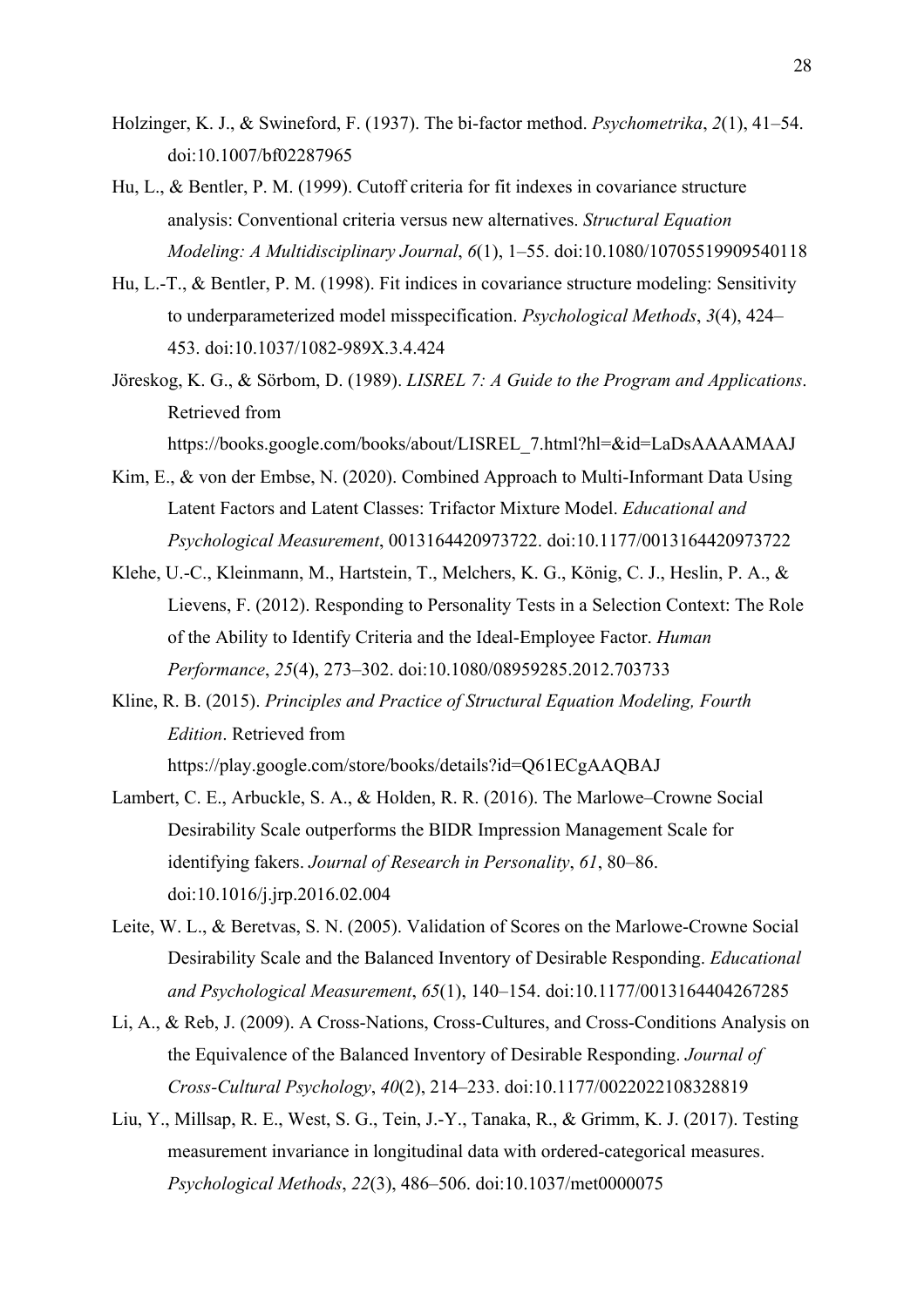Holzinger, K. J., & Swineford, F. (1937). The bi-factor method. *Psychometrika*, *2*(1), 41–54. doi:10.1007/bf02287965

Hu, L., & Bentler, P. M. (1999). Cutoff criteria for fit indexes in covariance structure analysis: Conventional criteria versus new alternatives. *Structural Equation Modeling: A Multidisciplinary Journal*, *6*(1), 1–55. doi:10.1080/10705519909540118

Hu, L.-T., & Bentler, P. M. (1998). Fit indices in covariance structure modeling: Sensitivity to underparameterized model misspecification. *Psychological Methods*, *3*(4), 424–453. doi:10.1037/1082-989X.3.4.424

Jöreskog, K. G., & Sörbom, D. (1989). *LISREL 7: A Guide to the Program and Applications*. Retrieved from https://books.google.com/books/about/LISREL_7.html?hl=&id=LaDsAAAAMAAJ

Kim, E., & von der Embse, N. (2020). Combined Approach to Multi-Informant Data Using Latent Factors and Latent Classes: Trifactor Mixture Model. *Educational and Psychological Measurement*, 0013164420973722. doi:10.1177/0013164420973722

Klehe, U.-C., Kleinmann, M., Hartstein, T., Melchers, K. G., König, C. J., Heslin, P. A., & Lievens, F. (2012). Responding to Personality Tests in a Selection Context: The Role of the Ability to Identify Criteria and the Ideal-Employee Factor. *Human Performance*, *25*(4), 273–302. doi:10.1080/08959285.2012.703733

Kline, R. B. (2015). *Principles and Practice of Structural Equation Modeling, Fourth Edition*. Retrieved from https://play.google.com/store/books/details?id=Q61ECgAAQBAJ

Lambert, C. E., Arbuckle, S. A., & Holden, R. R. (2016). The Marlowe–Crowne Social Desirability Scale outperforms the BIDR Impression Management Scale for identifying fakers. *Journal of Research in Personality*, *61*, 80–86. doi:10.1016/j.jrp.2016.02.004

Leite, W. L., & Beretvas, S. N. (2005). Validation of Scores on the Marlowe-Crowne Social Desirability Scale and the Balanced Inventory of Desirable Responding. *Educational and Psychological Measurement*, *65*(1), 140–154. doi:10.1177/0013164404267285

Li, A., & Reb, J. (2009). A Cross-Nations, Cross-Cultures, and Cross-Conditions Analysis on the Equivalence of the Balanced Inventory of Desirable Responding. *Journal of Cross-Cultural Psychology*, *40*(2), 214–233. doi:10.1177/0022022108328819

Liu, Y., Millsap, R. E., West, S. G., Tein, J.-Y., Tanaka, R., & Grimm, K. J. (2017). Testing measurement invariance in longitudinal data with ordered-categorical measures. *Psychological Methods*, *22*(3), 486–506. doi:10.1037/met0000075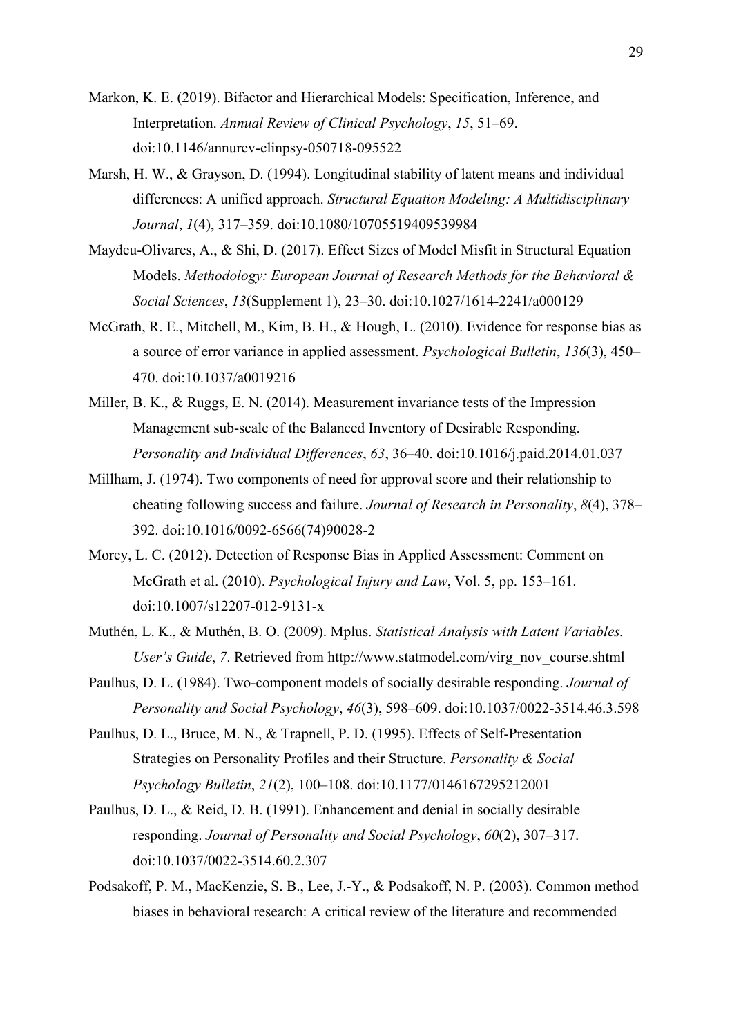Markon, K. E. (2019). Bifactor and Hierarchical Models: Specification, Inference, and Interpretation. *Annual Review of Clinical Psychology*, *15*, 51–69. doi:10.1146/annurev-clinpsy-050718-095522

Marsh, H. W., & Grayson, D. (1994). Longitudinal stability of latent means and individual differences: A unified approach. *Structural Equation Modeling: A Multidisciplinary Journal*, *1*(4), 317–359. doi:10.1080/10705519409539984

Maydeu-Olivares, A., & Shi, D. (2017). Effect Sizes of Model Misfit in Structural Equation Models. *Methodology: European Journal of Research Methods for the Behavioral & Social Sciences*, *13*(Supplement 1), 23–30. doi:10.1027/1614-2241/a000129

McGrath, R. E., Mitchell, M., Kim, B. H., & Hough, L. (2010). Evidence for response bias as a source of error variance in applied assessment. *Psychological Bulletin*, *136*(3), 450–470. doi:10.1037/a0019216

Miller, B. K., & Ruggs, E. N. (2014). Measurement invariance tests of the Impression Management sub-scale of the Balanced Inventory of Desirable Responding. *Personality and Individual Differences*, *63*, 36–40. doi:10.1016/j.paid.2014.01.037

Millham, J. (1974). Two components of need for approval score and their relationship to cheating following success and failure. *Journal of Research in Personality*, *8*(4), 378–392. doi:10.1016/0092-6566(74)90028-2

Morey, L. C. (2012). Detection of Response Bias in Applied Assessment: Comment on McGrath et al. (2010). *Psychological Injury and Law*, Vol. 5, pp. 153–161. doi:10.1007/s12207-012-9131-x

Muthén, L. K., & Muthén, B. O. (2009). Mplus. *Statistical Analysis with Latent Variables. User's Guide*, *7*. Retrieved from http://www.statmodel.com/virg_nov_course.shtml

Paulhus, D. L. (1984). Two-component models of socially desirable responding. *Journal of Personality and Social Psychology*, *46*(3), 598–609. doi:10.1037/0022-3514.46.3.598

Paulhus, D. L., Bruce, M. N., & Trapnell, P. D. (1995). Effects of Self-Presentation Strategies on Personality Profiles and their Structure. *Personality & Social Psychology Bulletin*, *21*(2), 100–108. doi:10.1177/0146167295212001

Paulhus, D. L., & Reid, D. B. (1991). Enhancement and denial in socially desirable responding. *Journal of Personality and Social Psychology*, *60*(2), 307–317. doi:10.1037/0022-3514.60.2.307

Podsakoff, P. M., MacKenzie, S. B., Lee, J.-Y., & Podsakoff, N. P. (2003). Common method biases in behavioral research: A critical review of the literature and recommended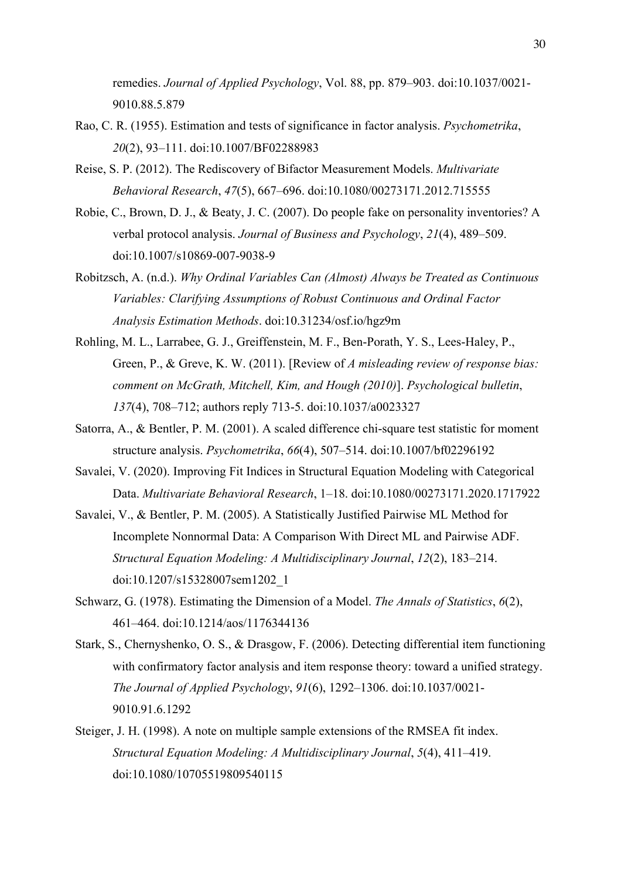remedies. *Journal of Applied Psychology*, Vol. 88, pp. 879–903. doi:10.1037/0021-9010.88.5.879

Rao, C. R. (1955). Estimation and tests of significance in factor analysis. *Psychometrika*, *20*(2), 93–111. doi:10.1007/BF02288983

Reise, S. P. (2012). The Rediscovery of Bifactor Measurement Models. *Multivariate Behavioral Research*, *47*(5), 667–696. doi:10.1080/00273171.2012.715555

Robie, C., Brown, D. J., & Beaty, J. C. (2007). Do people fake on personality inventories? A verbal protocol analysis. *Journal of Business and Psychology*, *21*(4), 489–509. doi:10.1007/s10869-007-9038-9

Robitzsch, A. (n.d.). *Why Ordinal Variables Can (Almost) Always be Treated as Continuous Variables: Clarifying Assumptions of Robust Continuous and Ordinal Factor Analysis Estimation Methods*. doi:10.31234/osf.io/hgz9m

Rohling, M. L., Larrabee, G. J., Greiffenstein, M. F., Ben-Porath, Y. S., Lees-Haley, P., Green, P., & Greve, K. W. (2011). [Review of *A misleading review of response bias: comment on McGrath, Mitchell, Kim, and Hough (2010)*]. *Psychological bulletin*, *137*(4), 708–712; authors reply 713-5. doi:10.1037/a0023327

Satorra, A., & Bentler, P. M. (2001). A scaled difference chi-square test statistic for moment structure analysis. *Psychometrika*, *66*(4), 507–514. doi:10.1007/bf02296192

Savalei, V. (2020). Improving Fit Indices in Structural Equation Modeling with Categorical Data. *Multivariate Behavioral Research*, 1–18. doi:10.1080/00273171.2020.1717922

Savalei, V., & Bentler, P. M. (2005). A Statistically Justified Pairwise ML Method for Incomplete Nonnormal Data: A Comparison With Direct ML and Pairwise ADF. *Structural Equation Modeling: A Multidisciplinary Journal*, *12*(2), 183–214. doi:10.1207/s15328007sem1202_1

Schwarz, G. (1978). Estimating the Dimension of a Model. *The Annals of Statistics*, *6*(2), 461–464. doi:10.1214/aos/1176344136

Stark, S., Chernyshenko, O. S., & Drasgow, F. (2006). Detecting differential item functioning with confirmatory factor analysis and item response theory: toward a unified strategy. *The Journal of Applied Psychology*, *91*(6), 1292–1306. doi:10.1037/0021-9010.91.6.1292

Steiger, J. H. (1998). A note on multiple sample extensions of the RMSEA fit index. *Structural Equation Modeling: A Multidisciplinary Journal*, *5*(4), 411–419. doi:10.1080/10705519809540115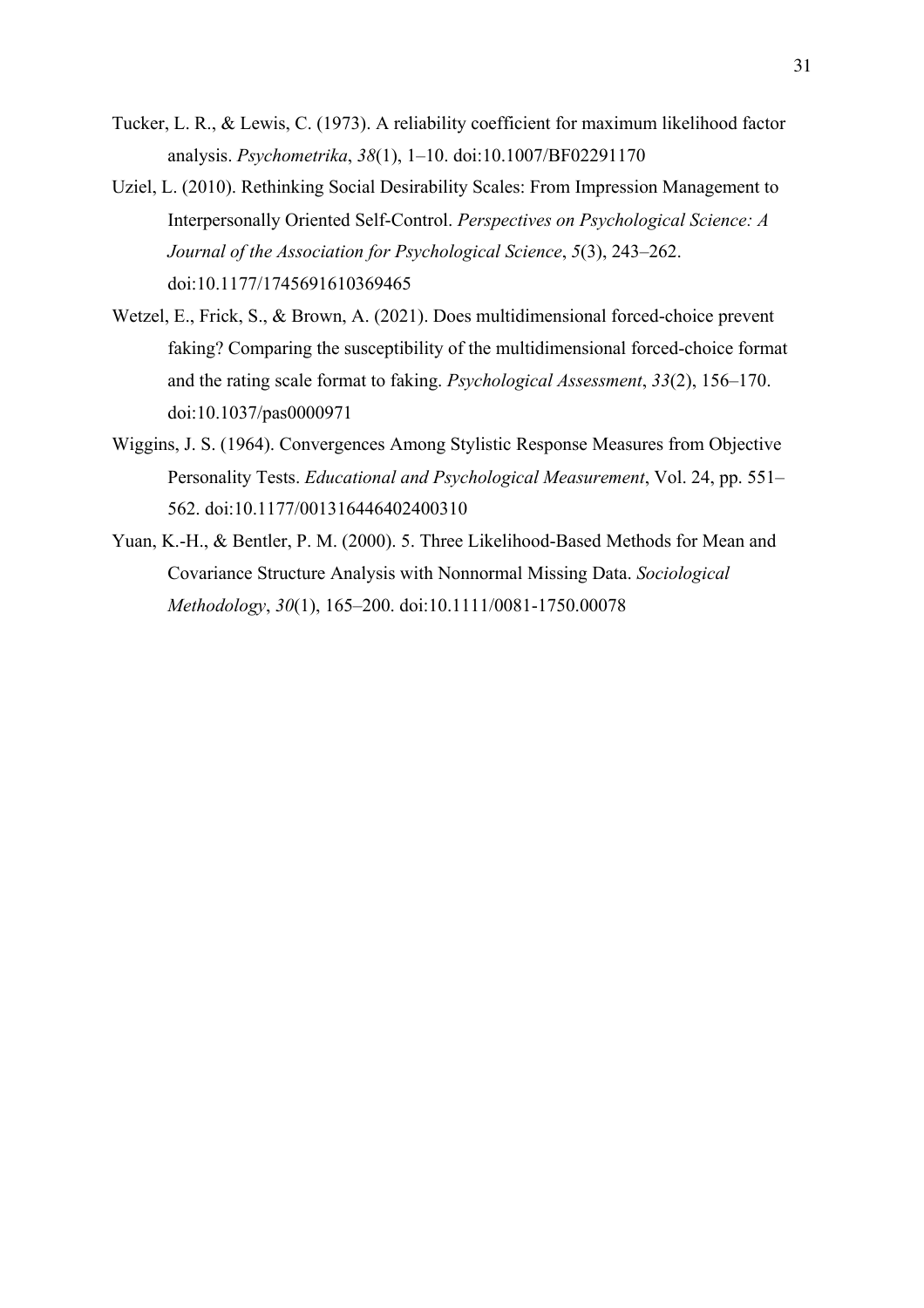Tucker, L. R., & Lewis, C. (1973). A reliability coefficient for maximum likelihood factor analysis. *Psychometrika*, *38*(1), 1–10. doi:10.1007/BF02291170

Uziel, L. (2010). Rethinking Social Desirability Scales: From Impression Management to Interpersonally Oriented Self-Control. *Perspectives on Psychological Science: A Journal of the Association for Psychological Science*, *5*(3), 243–262. doi:10.1177/1745691610369465

Wetzel, E., Frick, S., & Brown, A. (2021). Does multidimensional forced-choice prevent faking? Comparing the susceptibility of the multidimensional forced-choice format and the rating scale format to faking. *Psychological Assessment*, *33*(2), 156–170. doi:10.1037/pas0000971

Wiggins, J. S. (1964). Convergences Among Stylistic Response Measures from Objective Personality Tests. *Educational and Psychological Measurement*, Vol. 24, pp. 551–562. doi:10.1177/001316446402400310

Yuan, K.-H., & Bentler, P. M. (2000). 5. Three Likelihood-Based Methods for Mean and Covariance Structure Analysis with Nonnormal Missing Data. *Sociological Methodology*, *30*(1), 165–200. doi:10.1111/0081-1750.00078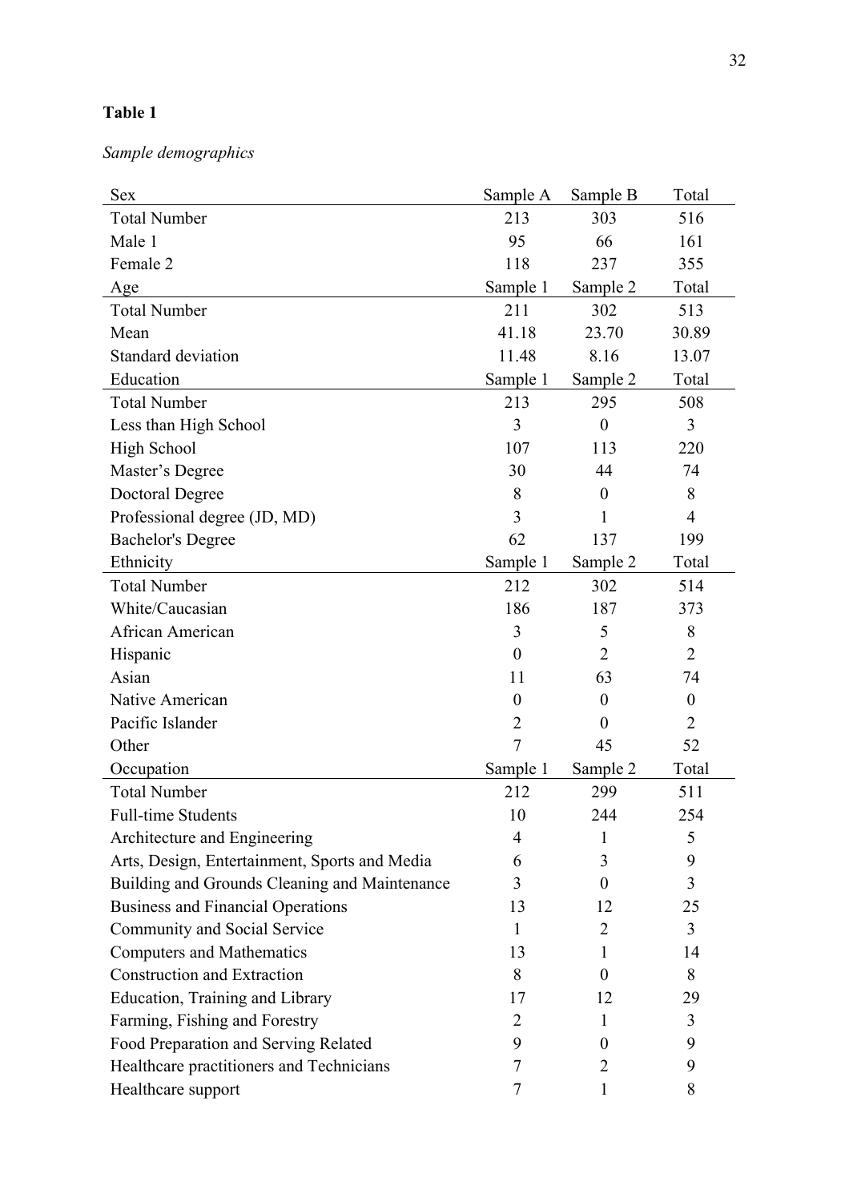**Table 1**

*Sample demographics*

| Sex | Sample A | Sample B | Total |
|---|---|---|---|
| Total Number | 213 | 303 | 516 |
| Male 1 | 95 | 66 | 161 |
| Female 2 | 118 | 237 | 355 |
| **Age** | **Sample 1** | **Sample 2** | **Total** |
| Total Number | 211 | 302 | 513 |
| Mean | 41.18 | 23.70 | 30.89 |
| Standard deviation | 11.48 | 8.16 | 13.07 |
| **Education** | **Sample 1** | **Sample 2** | **Total** |
| Total Number | 213 | 295 | 508 |
| Less than High School | 3 | 0 | 3 |
| High School | 107 | 113 | 220 |
| Master's Degree | 30 | 44 | 74 |
| Doctoral Degree | 8 | 0 | 8 |
| Professional degree (JD, MD) | 3 | 1 | 4 |
| Bachelor's Degree | 62 | 137 | 199 |
| **Ethnicity** | **Sample 1** | **Sample 2** | **Total** |
| Total Number | 212 | 302 | 514 |
| White/Caucasian | 186 | 187 | 373 |
| African American | 3 | 5 | 8 |
| Hispanic | 0 | 2 | 2 |
| Asian | 11 | 63 | 74 |
| Native American | 0 | 0 | 0 |
| Pacific Islander | 2 | 0 | 2 |
| Other | 7 | 45 | 52 |
| **Occupation** | **Sample 1** | **Sample 2** | **Total** |
| Total Number | 212 | 299 | 511 |
| Full-time Students | 10 | 244 | 254 |
| Architecture and Engineering | 4 | 1 | 5 |
| Arts, Design, Entertainment, Sports and Media | 6 | 3 | 9 |
| Building and Grounds Cleaning and Maintenance | 3 | 0 | 3 |
| Business and Financial Operations | 13 | 12 | 25 |
| Community and Social Service | 1 | 2 | 3 |
| Computers and Mathematics | 13 | 1 | 14 |
| Construction and Extraction | 8 | 0 | 8 |
| Education, Training and Library | 17 | 12 | 29 |
| Farming, Fishing and Forestry | 2 | 1 | 3 |
| Food Preparation and Serving Related | 9 | 0 | 9 |
| Healthcare practitioners and Technicians | 7 | 2 | 9 |
| Healthcare support | 7 | 1 | 8 |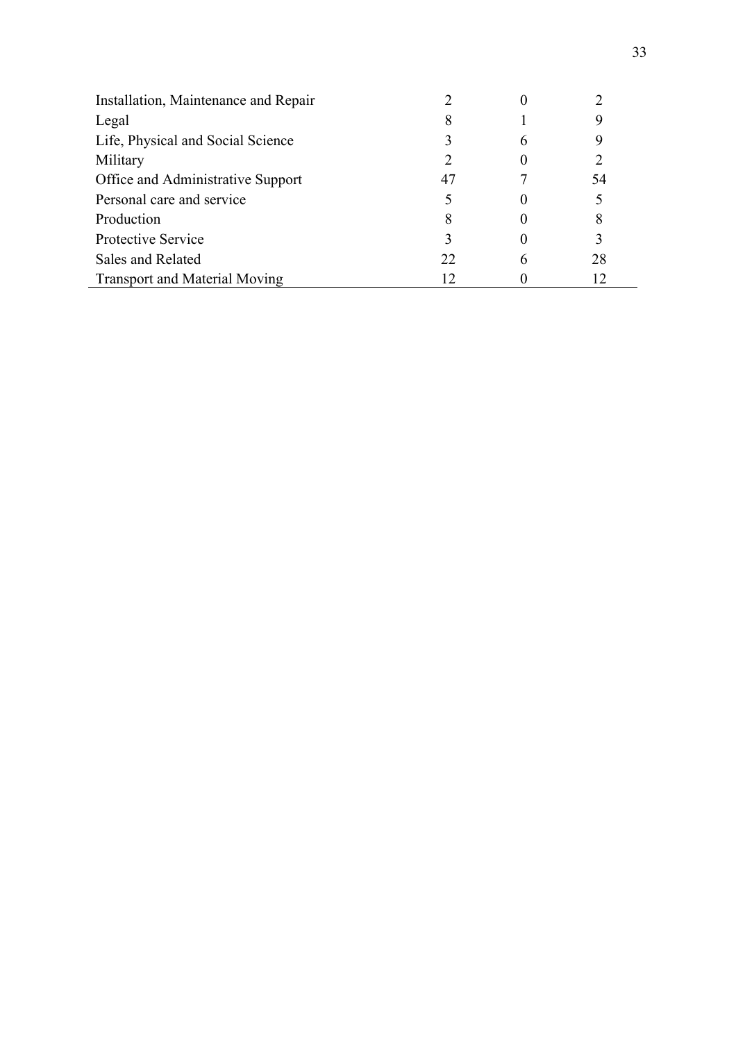| | | | |
|---|---|---|---|
| Installation, Maintenance and Repair | 2 | 0 | 2 |
| Legal | 8 | 1 | 9 |
| Life, Physical and Social Science | 3 | 6 | 9 |
| Military | 2 | 0 | 2 |
| Office and Administrative Support | 47 | 7 | 54 |
| Personal care and service | 5 | 0 | 5 |
| Production | 8 | 0 | 8 |
| Protective Service | 3 | 0 | 3 |
| Sales and Related | 22 | 6 | 28 |
| Transport and Material Moving | 12 | 0 | 12 |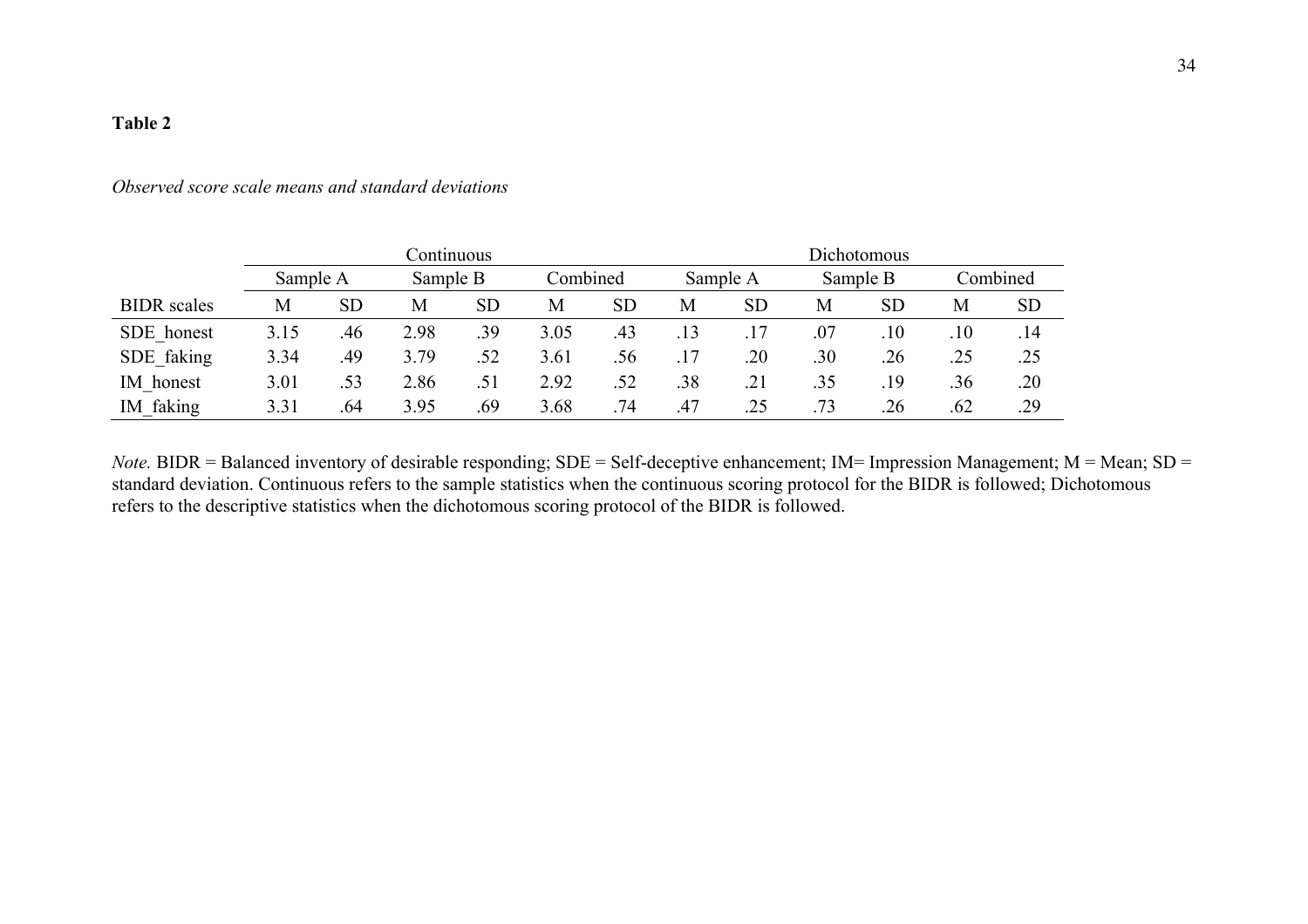**Table 2**

*Observed score scale means and standard deviations*

| | Continuous | | | | | | Dichotomous | | | | | |
|---|---|---|---|---|---|---|---|---|---|---|---|---|
| | Sample A | | Sample B | | Combined | | Sample A | | Sample B | | Combined | |
| BIDR scales | M | SD | M | SD | M | SD | M | SD | M | SD | M | SD |
| SDE_honest | 3.15 | .46 | 2.98 | .39 | 3.05 | .43 | .13 | .17 | .07 | .10 | .10 | .14 |
| SDE_faking | 3.34 | .49 | 3.79 | .52 | 3.61 | .56 | .17 | .20 | .30 | .26 | .25 | .25 |
| IM_honest | 3.01 | .53 | 2.86 | .51 | 2.92 | .52 | .38 | .21 | .35 | .19 | .36 | .20 |
| IM_faking | 3.31 | .64 | 3.95 | .69 | 3.68 | .74 | .47 | .25 | .73 | .26 | .62 | .29 |

*Note.* BIDR = Balanced inventory of desirable responding; SDE = Self-deceptive enhancement; IM= Impression Management; M = Mean; SD = standard deviation. Continuous refers to the sample statistics when the continuous scoring protocol for the BIDR is followed; Dichotomous refers to the descriptive statistics when the dichotomous scoring protocol of the BIDR is followed.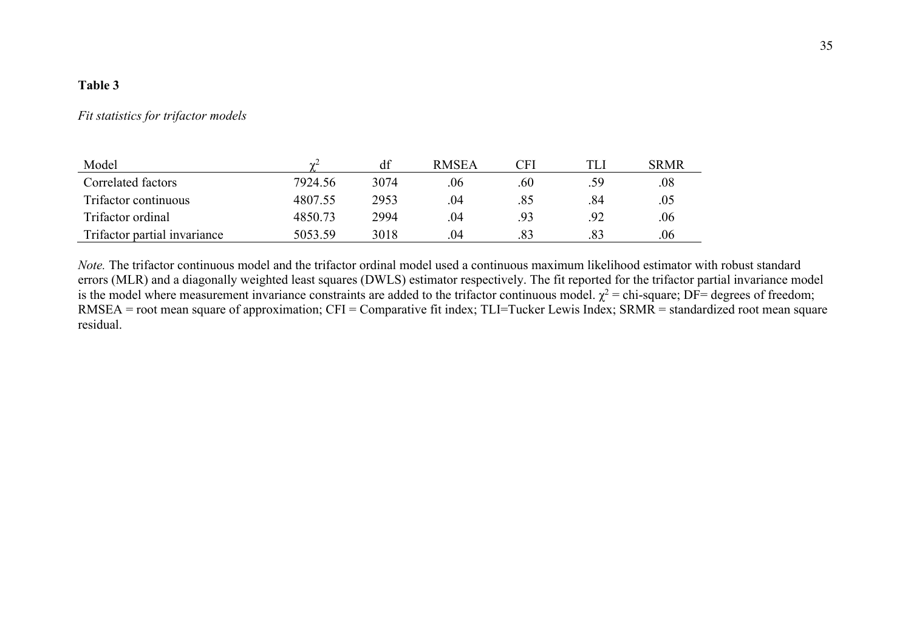**Table 3**

*Fit statistics for trifactor models*

| Model | $\chi^2$ | df | RMSEA | CFI | TLI | SRMR |
|---|---|---|---|---|---|---|
| Correlated factors | 7924.56 | 3074 | .06 | .60 | .59 | .08 |
| Trifactor continuous | 4807.55 | 2953 | .04 | .85 | .84 | .05 |
| Trifactor ordinal | 4850.73 | 2994 | .04 | .93 | .92 | .06 |
| Trifactor partial invariance | 5053.59 | 3018 | .04 | .83 | .83 | .06 |

*Note.* The trifactor continuous model and the trifactor ordinal model used a continuous maximum likelihood estimator with robust standard errors (MLR) and a diagonally weighted least squares (DWLS) estimator respectively. The fit reported for the trifactor partial invariance model is the model where measurement invariance constraints are added to the trifactor continuous model. $\chi^2$ = chi-square; DF= degrees of freedom; RMSEA = root mean square of approximation; CFI = Comparative fit index; TLI=Tucker Lewis Index; SRMR = standardized root mean square residual.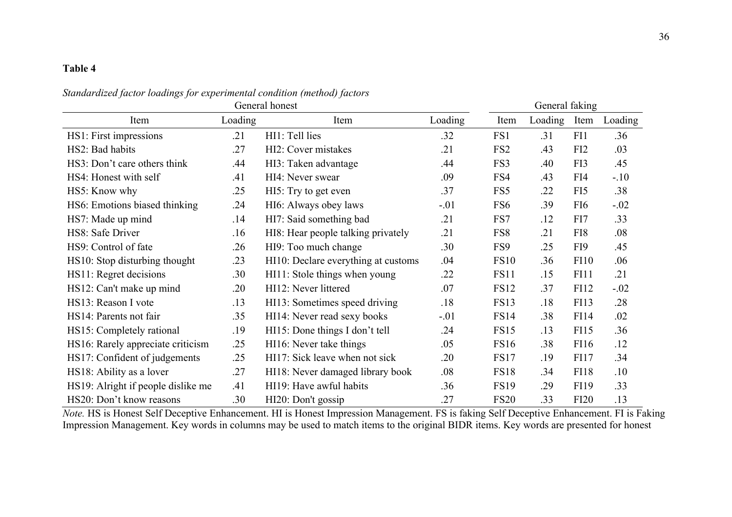**Table 4**

*Standardized factor loadings for experimental condition (method) factors*

| General honest | | | | General faking | | | |
|---|---|---|---|---|---|---|---|
| Item | Loading | Item | Loading | Item | Loading | Item | Loading |
| HS1: First impressions | .21 | HI1: Tell lies | .32 | FS1 | .31 | FI1 | .36 |
| HS2: Bad habits | .27 | HI2: Cover mistakes | .21 | FS2 | .43 | FI2 | .03 |
| HS3: Don't care others think | .44 | HI3: Taken advantage | .44 | FS3 | .40 | FI3 | .45 |
| HS4: Honest with self | .41 | HI4: Never swear | .09 | FS4 | .43 | FI4 | -.10 |
| HS5: Know why | .25 | HI5: Try to get even | .37 | FS5 | .22 | FI5 | .38 |
| HS6: Emotions biased thinking | .24 | HI6: Always obey laws | -.01 | FS6 | .39 | FI6 | -.02 |
| HS7: Made up mind | .14 | HI7: Said something bad | .21 | FS7 | .12 | FI7 | .33 |
| HS8: Safe Driver | .16 | HI8: Hear people talking privately | .21 | FS8 | .21 | FI8 | .08 |
| HS9: Control of fate | .26 | HI9: Too much change | .30 | FS9 | .25 | FI9 | .45 |
| HS10: Stop disturbing thought | .23 | HI10: Declare everything at customs | .04 | FS10 | .36 | FI10 | .06 |
| HS11: Regret decisions | .30 | HI11: Stole things when young | .22 | FS11 | .15 | FI11 | .21 |
| HS12: Can't make up mind | .20 | HI12: Never littered | .07 | FS12 | .37 | FI12 | -.02 |
| HS13: Reason I vote | .13 | HI13: Sometimes speed driving | .18 | FS13 | .18 | FI13 | .28 |
| HS14: Parents not fair | .35 | HI14: Never read sexy books | -.01 | FS14 | .38 | FI14 | .02 |
| HS15: Completely rational | .19 | HI15: Done things I don't tell | .24 | FS15 | .13 | FI15 | .36 |
| HS16: Rarely appreciate criticism | .25 | HI16: Never take things | .05 | FS16 | .38 | FI16 | .12 |
| HS17: Confident of judgements | .25 | HI17: Sick leave when not sick | .20 | FS17 | .19 | FI17 | .34 |
| HS18: Ability as a lover | .27 | HI18: Never damaged library book | .08 | FS18 | .34 | FI18 | .10 |
| HS19: Alright if people dislike me | .41 | HI19: Have awful habits | .36 | FS19 | .29 | FI19 | .33 |
| HS20: Don't know reasons | .30 | HI20: Don't gossip | .27 | FS20 | .33 | FI20 | .13 |

*Note.* HS is Honest Self Deceptive Enhancement. HI is Honest Impression Management. FS is faking Self Deceptive Enhancement. FI is Faking Impression Management. Key words in columns may be used to match items to the original BIDR items. Key words are presented for honest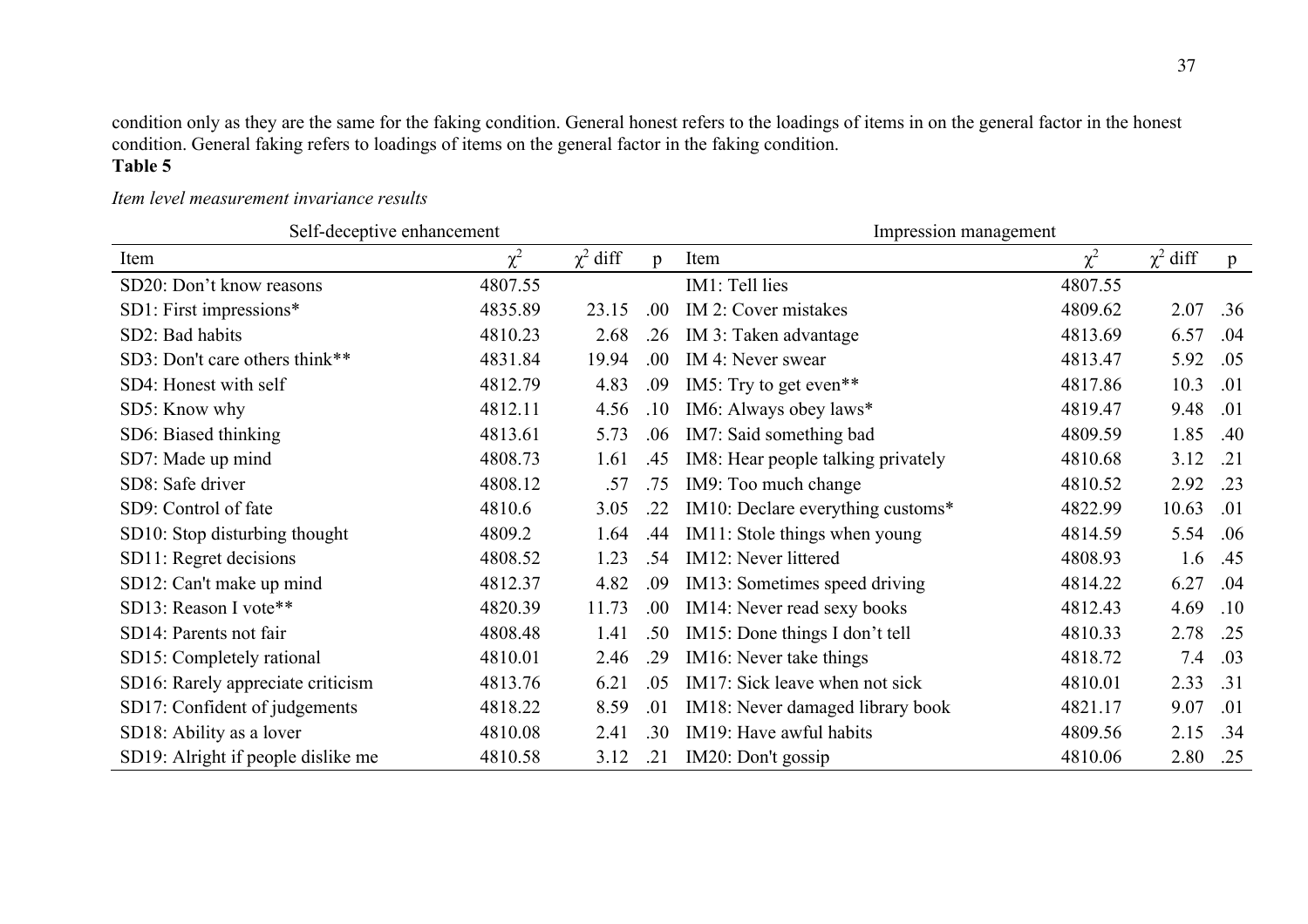condition only as they are the same for the faking condition. General honest refers to the loadings of items in on the general factor in the honest condition. General faking refers to loadings of items on the general factor in the faking condition.

**Table 5**

*Item level measurement invariance results*

| Self-deceptive enhancement | | | | Impression management | | | |
|---|---|---|---|---|---|---|---|
| Item | $\chi^2$ | $\chi^2$ diff | p | Item | $\chi^2$ | $\chi^2$ diff | p |
| SD20: Don’t know reasons | 4807.55 | | | IM1: Tell lies | 4807.55 | | |
| SD1: First impressions* | 4835.89 | 23.15 | .00 | IM 2: Cover mistakes | 4809.62 | 2.07 | .36 |
| SD2: Bad habits | 4810.23 | 2.68 | .26 | IM 3: Taken advantage | 4813.69 | 6.57 | .04 |
| SD3: Don't care others think** | 4831.84 | 19.94 | .00 | IM 4: Never swear | 4813.47 | 5.92 | .05 |
| SD4: Honest with self | 4812.79 | 4.83 | .09 | IM5: Try to get even** | 4817.86 | 10.3 | .01 |
| SD5: Know why | 4812.11 | 4.56 | .10 | IM6: Always obey laws* | 4819.47 | 9.48 | .01 |
| SD6: Biased thinking | 4813.61 | 5.73 | .06 | IM7: Said something bad | 4809.59 | 1.85 | .40 |
| SD7: Made up mind | 4808.73 | 1.61 | .45 | IM8: Hear people talking privately | 4810.68 | 3.12 | .21 |
| SD8: Safe driver | 4808.12 | .57 | .75 | IM9: Too much change | 4810.52 | 2.92 | .23 |
| SD9: Control of fate | 4810.6 | 3.05 | .22 | IM10: Declare everything customs* | 4822.99 | 10.63 | .01 |
| SD10: Stop disturbing thought | 4809.2 | 1.64 | .44 | IM11: Stole things when young | 4814.59 | 5.54 | .06 |
| SD11: Regret decisions | 4808.52 | 1.23 | .54 | IM12: Never littered | 4808.93 | 1.6 | .45 |
| SD12: Can't make up mind | 4812.37 | 4.82 | .09 | IM13: Sometimes speed driving | 4814.22 | 6.27 | .04 |
| SD13: Reason I vote** | 4820.39 | 11.73 | .00 | IM14: Never read sexy books | 4812.43 | 4.69 | .10 |
| SD14: Parents not fair | 4808.48 | 1.41 | .50 | IM15: Done things I don’t tell | 4810.33 | 2.78 | .25 |
| SD15: Completely rational | 4810.01 | 2.46 | .29 | IM16: Never take things | 4818.72 | 7.4 | .03 |
| SD16: Rarely appreciate criticism | 4813.76 | 6.21 | .05 | IM17: Sick leave when not sick | 4810.01 | 2.33 | .31 |
| SD17: Confident of judgements | 4818.22 | 8.59 | .01 | IM18: Never damaged library book | 4821.17 | 9.07 | .01 |
| SD18: Ability as a lover | 4810.08 | 2.41 | .30 | IM19: Have awful habits | 4809.56 | 2.15 | .34 |
| SD19: Alright if people dislike me | 4810.58 | 3.12 | .21 | IM20: Don't gossip | 4810.06 | 2.80 | .25 |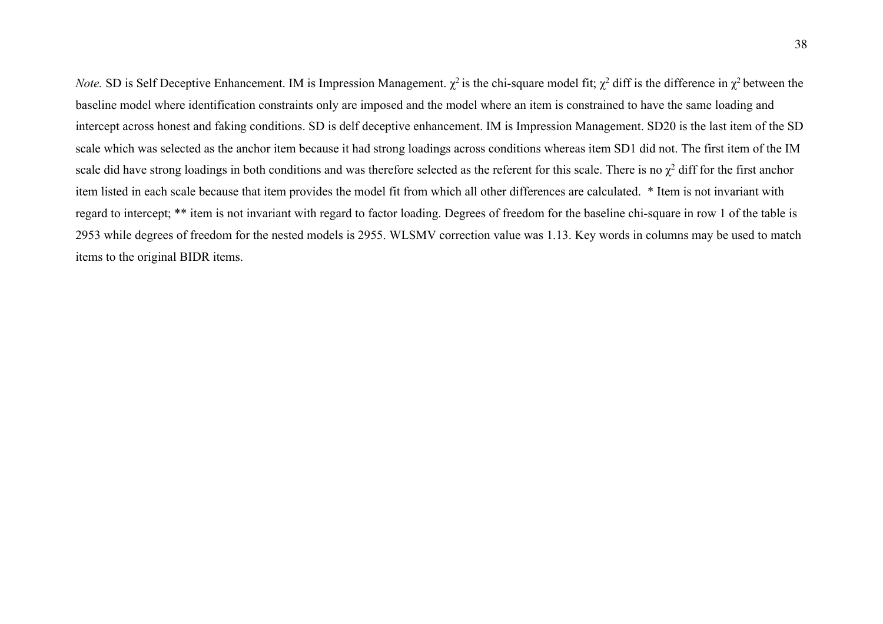*Note.* SD is Self Deceptive Enhancement. IM is Impression Management. $\chi^2$ is the chi-square model fit; $\chi^2$ diff is the difference in $\chi^2$ between the baseline model where identification constraints only are imposed and the model where an item is constrained to have the same loading and intercept across honest and faking conditions. SD is delf deceptive enhancement. IM is Impression Management. SD20 is the last item of the SD scale which was selected as the anchor item because it had strong loadings across conditions whereas item SD1 did not. The first item of the IM scale did have strong loadings in both conditions and was therefore selected as the referent for this scale. There is no $\chi^2$ diff for the first anchor item listed in each scale because that item provides the model fit from which all other differences are calculated. * Item is not invariant with regard to intercept; ** item is not invariant with regard to factor loading. Degrees of freedom for the baseline chi-square in row 1 of the table is 2953 while degrees of freedom for the nested models is 2955. WLSMV correction value was 1.13. Key words in columns may be used to match items to the original BIDR items.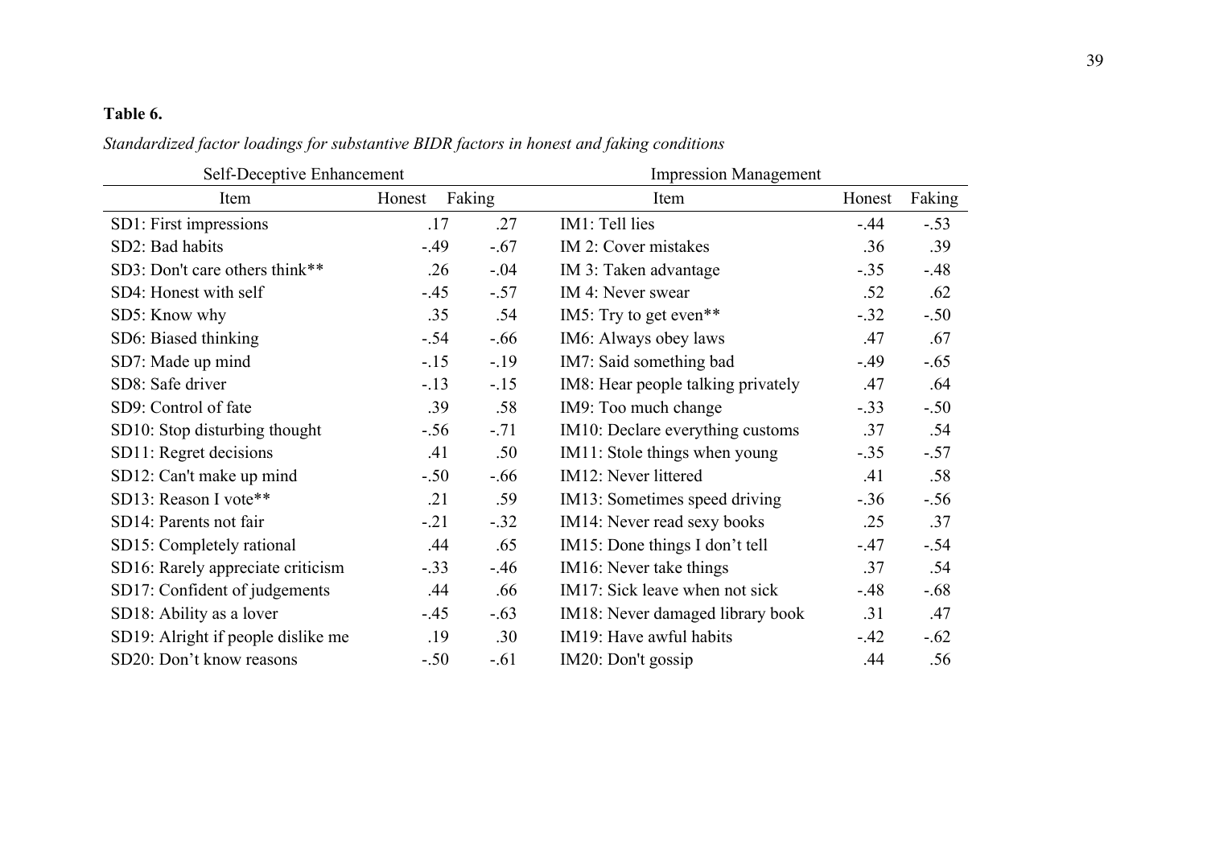**Table 6.**

*Standardized factor loadings for substantive BIDR factors in honest and faking conditions*

| Self-Deceptive Enhancement | | | Impression Management | | |
|---|---|---|---|---|---|
| Item | Honest | Faking | Item | Honest | Faking |
| SD1: First impressions | .17 | .27 | IM1: Tell lies | -.44 | -.53 |
| SD2: Bad habits | -.49 | -.67 | IM 2: Cover mistakes | .36 | .39 |
| SD3: Don't care others think** | .26 | -.04 | IM 3: Taken advantage | -.35 | -.48 |
| SD4: Honest with self | -.45 | -.57 | IM 4: Never swear | .52 | .62 |
| SD5: Know why | .35 | .54 | IM5: Try to get even** | -.32 | -.50 |
| SD6: Biased thinking | -.54 | -.66 | IM6: Always obey laws | .47 | .67 |
| SD7: Made up mind | -.15 | -.19 | IM7: Said something bad | -.49 | -.65 |
| SD8: Safe driver | -.13 | -.15 | IM8: Hear people talking privately | .47 | .64 |
| SD9: Control of fate | .39 | .58 | IM9: Too much change | -.33 | -.50 |
| SD10: Stop disturbing thought | -.56 | -.71 | IM10: Declare everything customs | .37 | .54 |
| SD11: Regret decisions | .41 | .50 | IM11: Stole things when young | -.35 | -.57 |
| SD12: Can't make up mind | -.50 | -.66 | IM12: Never littered | .41 | .58 |
| SD13: Reason I vote** | .21 | .59 | IM13: Sometimes speed driving | -.36 | -.56 |
| SD14: Parents not fair | -.21 | -.32 | IM14: Never read sexy books | .25 | .37 |
| SD15: Completely rational | .44 | .65 | IM15: Done things I don't tell | -.47 | -.54 |
| SD16: Rarely appreciate criticism | -.33 | -.46 | IM16: Never take things | .37 | .54 |
| SD17: Confident of judgements | .44 | .66 | IM17: Sick leave when not sick | -.48 | -.68 |
| SD18: Ability as a lover | -.45 | -.63 | IM18: Never damaged library book | .31 | .47 |
| SD19: Alright if people dislike me | .19 | .30 | IM19: Have awful habits | -.42 | -.62 |
| SD20: Don't know reasons | -.50 | -.61 | IM20: Don't gossip | .44 | .56 |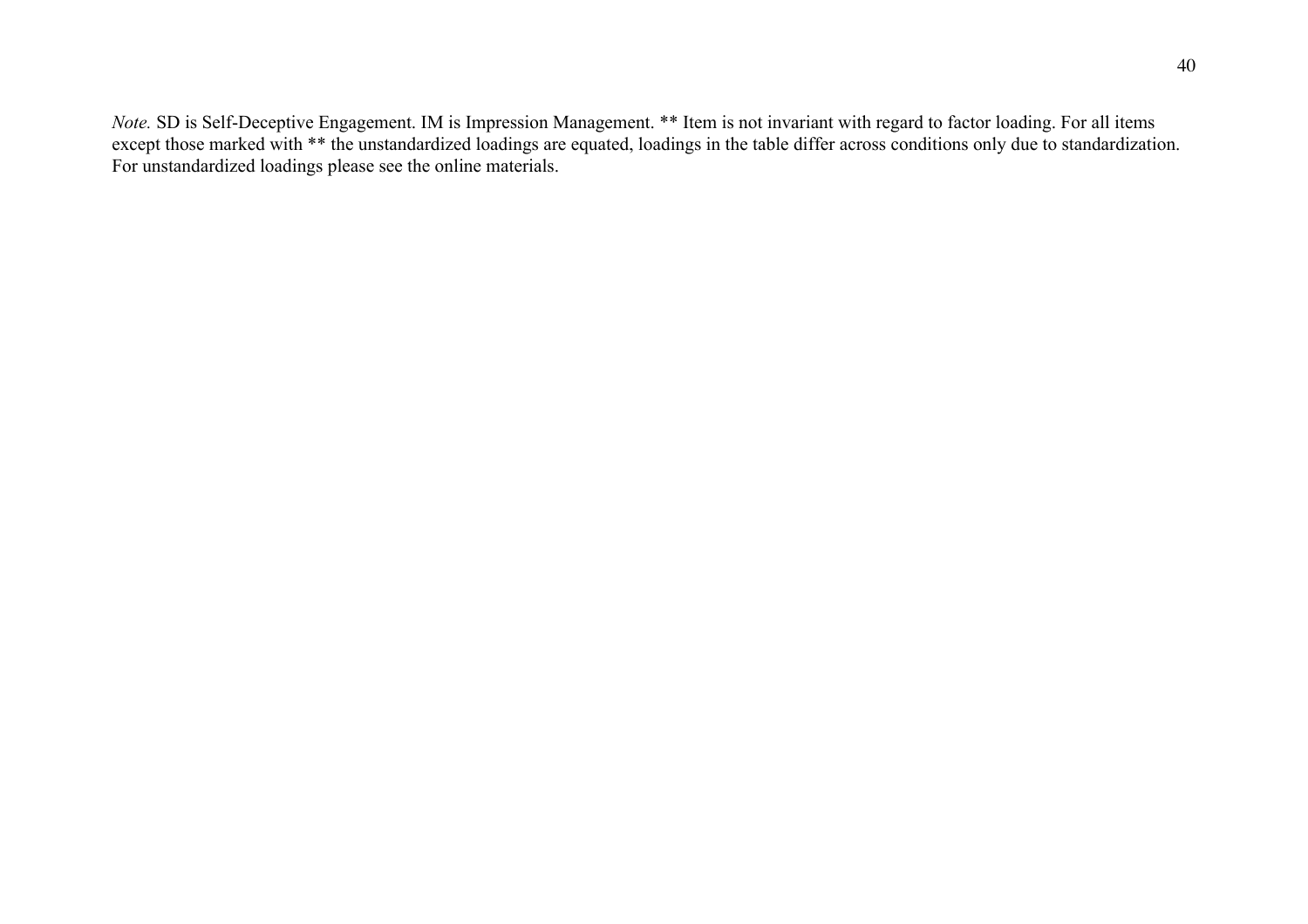*Note.* SD is Self-Deceptive Engagement. IM is Impression Management. ** Item is not invariant with regard to factor loading. For all items except those marked with ** the unstandardized loadings are equated, loadings in the table differ across conditions only due to standardization. For unstandardized loadings please see the online materials.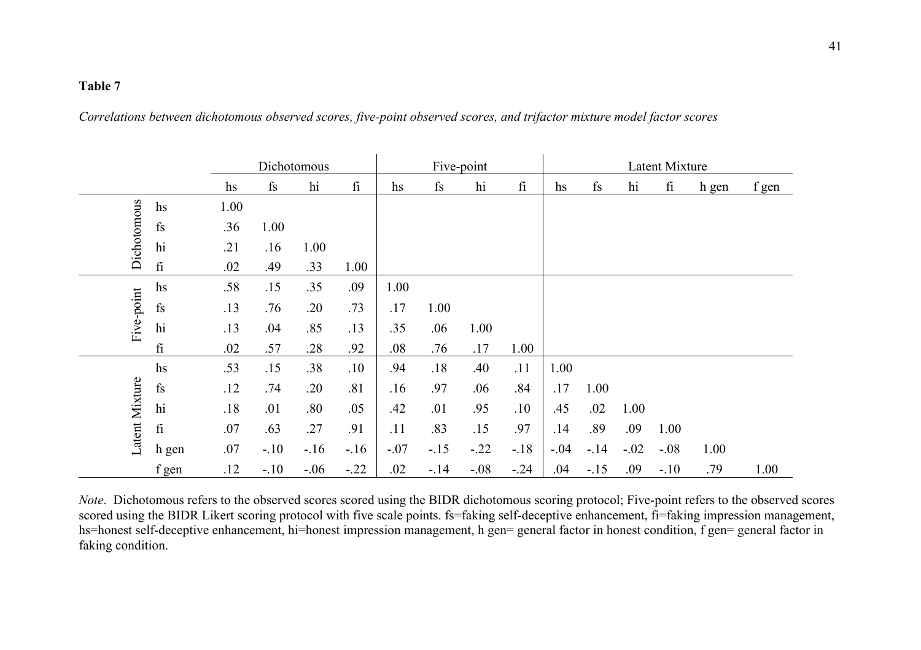**Table 7**

*Correlations between dichotomous observed scores, five-point observed scores, and trifactor mixture model factor scores*

| | | Dichotomous | | | | Five-point | | | | Latent Mixture | | | | | |
|---|---|---|---|---|---|---|---|---|---|---|---|---|---|---|---|
| | | hs | fs | hi | fi | hs | fs | hi | fi | hs | fs | hi | fi | h gen | f gen |
| Dichotomous | hs | 1.00 | | | | | | | | | | | | | |
| | fs | .36 | 1.00 | | | | | | | | | | | | |
| | hi | .21 | .16 | 1.00 | | | | | | | | | | | |
| | fi | .02 | .49 | .33 | 1.00 | | | | | | | | | | |
| Five-point | hs | .58 | .15 | .35 | .09 | 1.00 | | | | | | | | | |
| | fs | .13 | .76 | .20 | .73 | .17 | 1.00 | | | | | | | | |
| | hi | .13 | .04 | .85 | .13 | .35 | .06 | 1.00 | | | | | | | |
| | fi | .02 | .57 | .28 | .92 | .08 | .76 | .17 | 1.00 | | | | | | |
| Latent Mixture | hs | .53 | .15 | .38 | .10 | .94 | .18 | .40 | .11 | 1.00 | | | | | |
| | fs | .12 | .74 | .20 | .81 | .16 | .97 | .06 | .84 | .17 | 1.00 | | | | |
| | hi | .18 | .01 | .80 | .05 | .42 | .01 | .95 | .10 | .45 | .02 | 1.00 | | | |
| | fi | .07 | .63 | .27 | .91 | .11 | .83 | .15 | .97 | .14 | .89 | .09 | 1.00 | | |
| | h gen | .07 | -.10 | -.16 | -.16 | -.07 | -.15 | -.22 | -.18 | -.04 | -.14 | -.02 | -.08 | 1.00 | |
| | f gen | .12 | -.10 | -.06 | -.22 | .02 | -.14 | -.08 | -.24 | .04 | -.15 | .09 | -.10 | .79 | 1.00 |

*Note*. Dichotomous refers to the observed scores scored using the BIDR dichotomous scoring protocol; Five-point refers to the observed scores scored using the BIDR Likert scoring protocol with five scale points. fs=faking self-deceptive enhancement, fi=faking impression management, hs=honest self-deceptive enhancement, hi=honest impression management, h gen= general factor in honest condition, f gen= general factor in faking condition.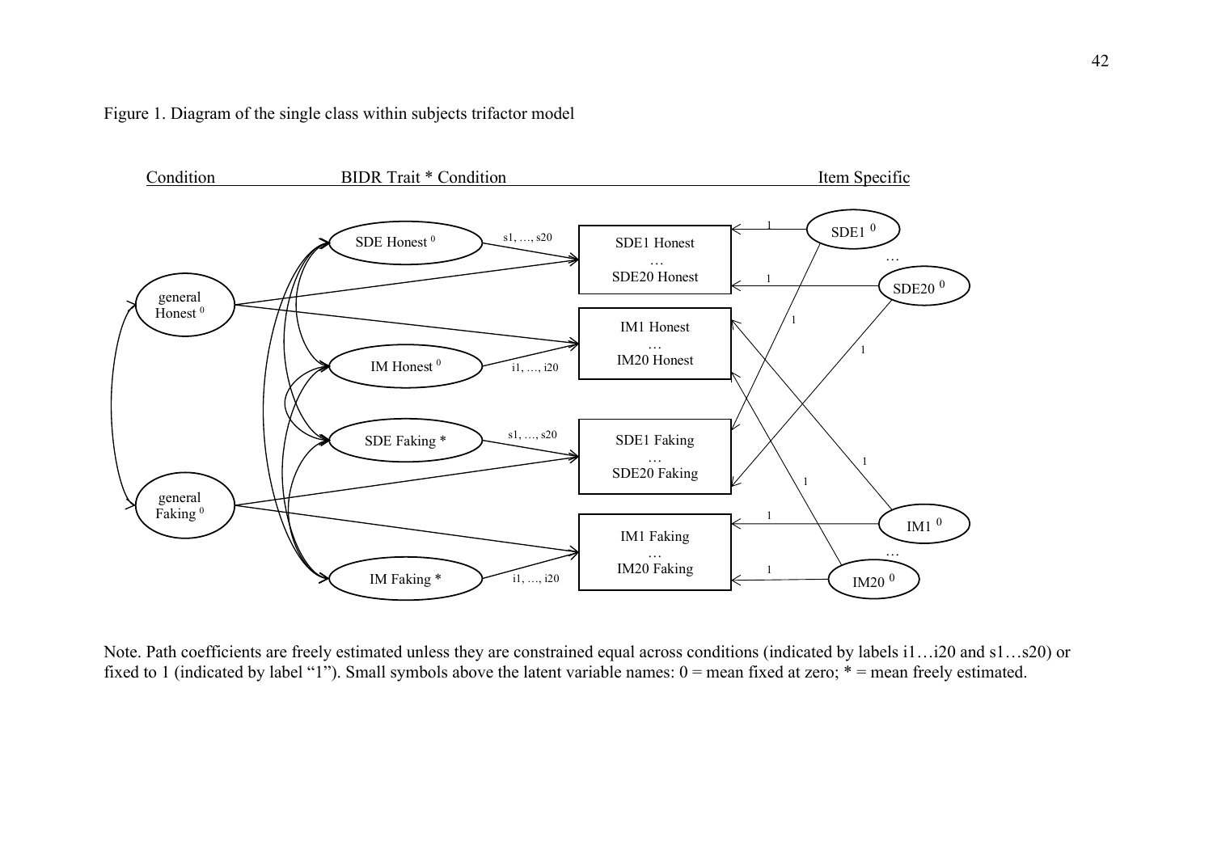Figure 1. Diagram of the single class within subjects trifactor model

Note. Path coefficients are freely estimated unless they are constrained equal across conditions (indicated by labels i1…i20 and s1…s20) or fixed to 1 (indicated by label "1"). Small symbols above the latent variable names: 0 = mean fixed at zero; * = mean freely estimated.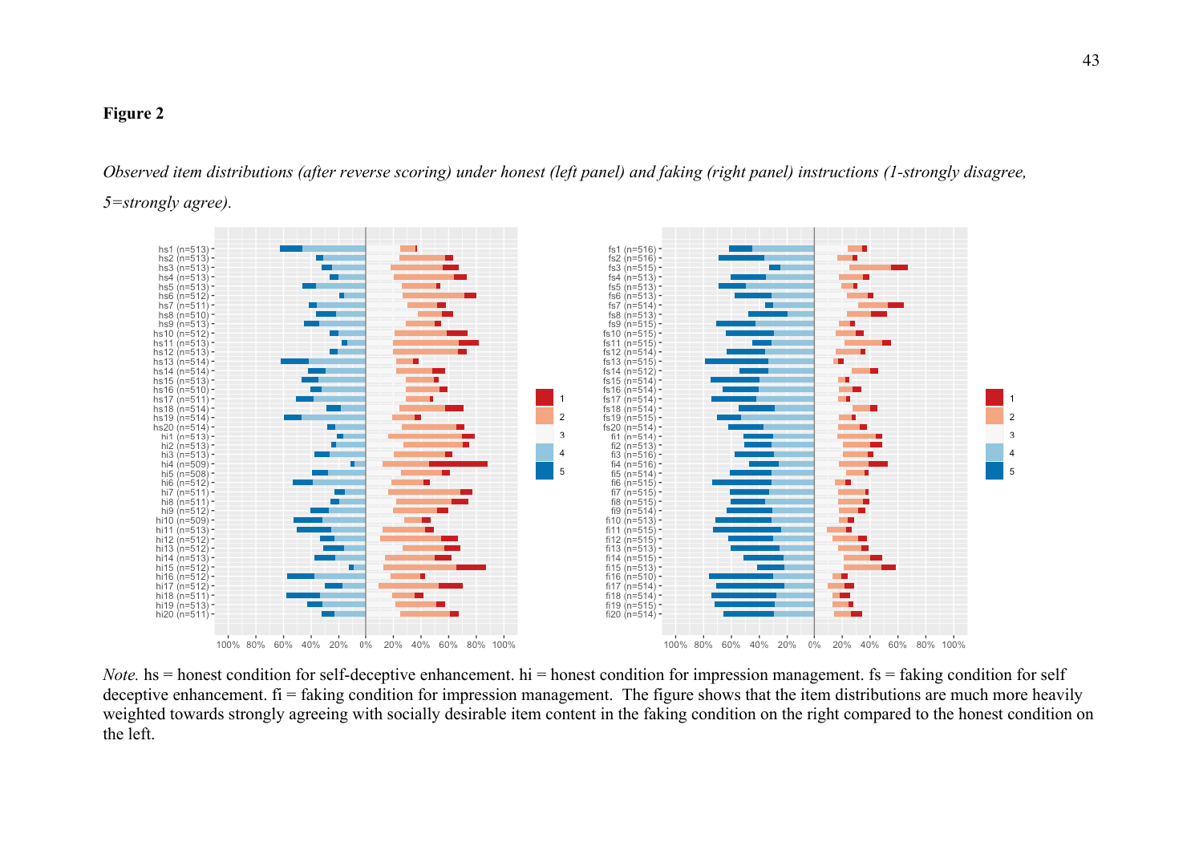**Figure 2**

*Observed item distributions (after reverse scoring) under honest (left panel) and faking (right panel) instructions (1-strongly disagree, 5=strongly agree).*

*Note.* hs = honest condition for self-deceptive enhancement. hi = honest condition for impression management. fs = faking condition for self deceptive enhancement. fi = faking condition for impression management. The figure shows that the item distributions are much more heavily weighted towards strongly agreeing with socially desirable item content in the faking condition on the right compared to the honest condition on the left.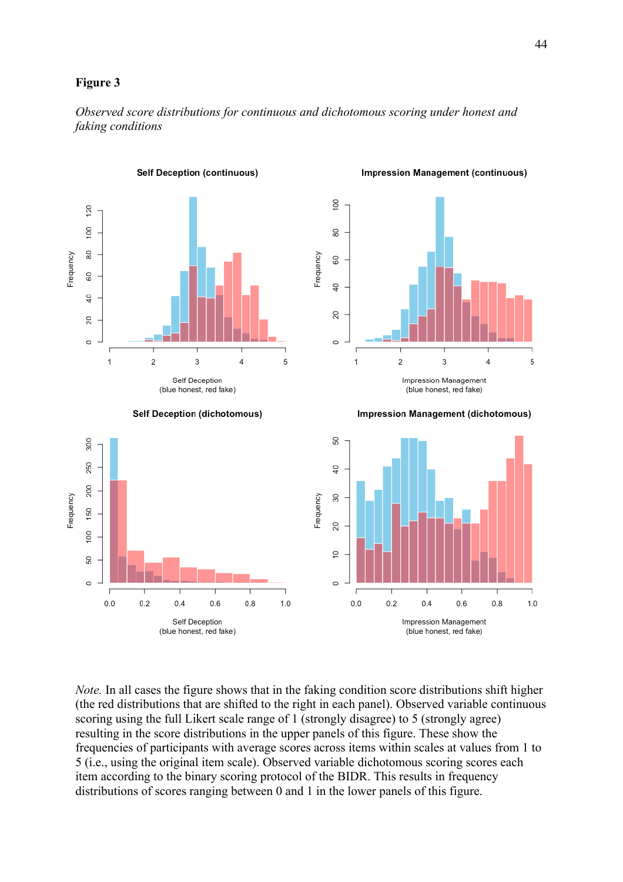**Figure 3**

*Observed score distributions for continuous and dichotomous scoring under honest and faking conditions*

Self Deception (continuous)

Frequency

0 20 40 60 80 100 120

1 2 3 4 5

Self Deception
(blue honest, red fake)

Impression Management (continuous)

Frequency

0 20 40 60 80 100

1 2 3 4 5

Impression Management
(blue honest, red fake)

Self Deception (dichotomous)

Frequency

0 50 100 150 200 250 300

0.0 0.2 0.4 0.6 0.8 1.0

Self Deception
(blue honest, red fake)

Impression Management (dichotomous)

Frequency

0 10 20 30 40 50

0.0 0.2 0.4 0.6 0.8 1.0

Impression Management
(blue honest, red fake)

*Note.* In all cases the figure shows that in the faking condition score distributions shift higher (the red distributions that are shifted to the right in each panel). Observed variable continuous scoring using the full Likert scale range of 1 (strongly disagree) to 5 (strongly agree) resulting in the score distributions in the upper panels of this figure. These show the frequencies of participants with average scores across items within scales at values from 1 to 5 (i.e., using the original item scale). Observed variable dichotomous scoring scores each item according to the binary scoring protocol of the BIDR. This results in frequency distributions of scores ranging between 0 and 1 in the lower panels of this figure.